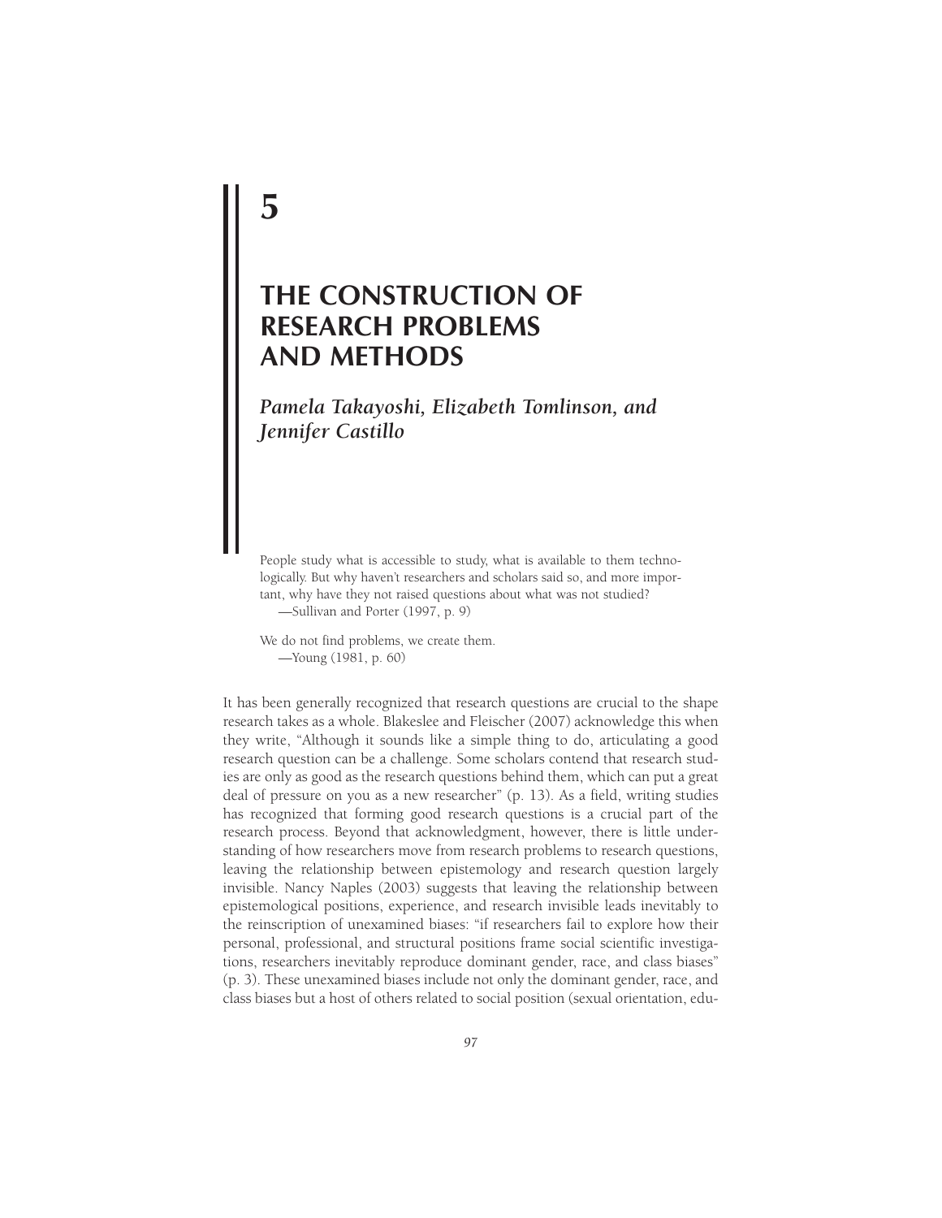# 5

# THE CONSTRUCTION OF RESEARCH PROBLEMS AND METHODS

***Pamela Takayoshi, Elizabeth Tomlinson, and Jennifer Castillo***

> People study what is accessible to study, what is available to them technologically. But why haven't researchers and scholars said so, and more important, why have they not raised questions about what was not studied?
> —Sullivan and Porter (1997, p. 9)

> We do not find problems, we create them.
> —Young (1981, p. 60)

It has been generally recognized that research questions are crucial to the shape research takes as a whole. Blakeslee and Fleischer (2007) acknowledge this when they write, "Although it sounds like a simple thing to do, articulating a good research question can be a challenge. Some scholars contend that research studies are only as good as the research questions behind them, which can put a great deal of pressure on you as a new researcher" (p. 13). As a field, writing studies has recognized that forming good research questions is a crucial part of the research process. Beyond that acknowledgment, however, there is little understanding of how researchers move from research problems to research questions, leaving the relationship between epistemology and research question largely invisible. Nancy Naples (2003) suggests that leaving the relationship between epistemological positions, experience, and research invisible leads inevitably to the reinscription of unexamined biases: "if researchers fail to explore how their personal, professional, and structural positions frame social scientific investigations, researchers inevitably reproduce dominant gender, race, and class biases" (p. 3). These unexamined biases include not only the dominant gender, race, and class biases but a host of others related to social position (sexual orientation, edu-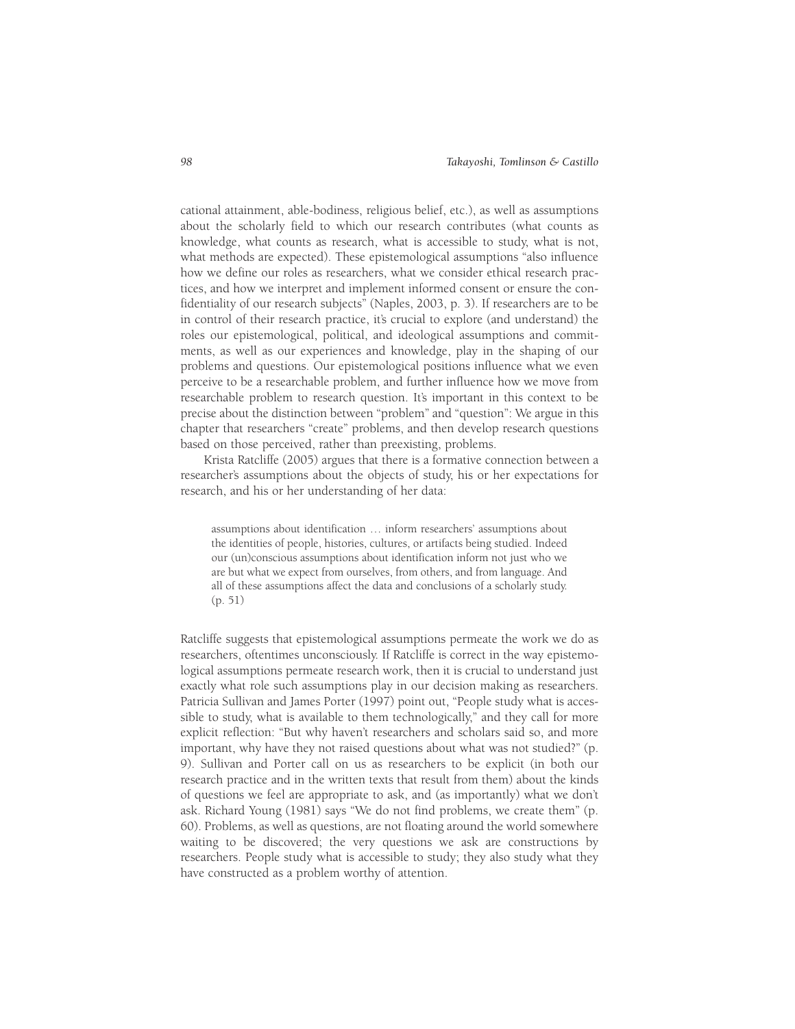cational attainment, able-bodiness, religious belief, etc.), as well as assumptions about the scholarly field to which our research contributes (what counts as knowledge, what counts as research, what is accessible to study, what is not, what methods are expected). These epistemological assumptions "also influence how we define our roles as researchers, what we consider ethical research practices, and how we interpret and implement informed consent or ensure the confidentiality of our research subjects" (Naples, 2003, p. 3). If researchers are to be in control of their research practice, it's crucial to explore (and understand) the roles our epistemological, political, and ideological assumptions and commitments, as well as our experiences and knowledge, play in the shaping of our problems and questions. Our epistemological positions influence what we even perceive to be a researchable problem, and further influence how we move from researchable problem to research question. It's important in this context to be precise about the distinction between "problem" and "question": We argue in this chapter that researchers "create" problems, and then develop research questions based on those perceived, rather than preexisting, problems.

Krista Ratcliffe (2005) argues that there is a formative connection between a researcher's assumptions about the objects of study, his or her expectations for research, and his or her understanding of her data:

> assumptions about identification … inform researchers' assumptions about the identities of people, histories, cultures, or artifacts being studied. Indeed our (un)conscious assumptions about identification inform not just who we are but what we expect from ourselves, from others, and from language. And all of these assumptions affect the data and conclusions of a scholarly study. (p. 51)

Ratcliffe suggests that epistemological assumptions permeate the work we do as researchers, oftentimes unconsciously. If Ratcliffe is correct in the way epistemological assumptions permeate research work, then it is crucial to understand just exactly what role such assumptions play in our decision making as researchers. Patricia Sullivan and James Porter (1997) point out, "People study what is accessible to study, what is available to them technologically," and they call for more explicit reflection: "But why haven't researchers and scholars said so, and more important, why have they not raised questions about what was not studied?" (p. 9). Sullivan and Porter call on us as researchers to be explicit (in both our research practice and in the written texts that result from them) about the kinds of questions we feel are appropriate to ask, and (as importantly) what we don't ask. Richard Young (1981) says "We do not find problems, we create them" (p. 60). Problems, as well as questions, are not floating around the world somewhere waiting to be discovered; the very questions we ask are constructions by researchers. People study what is accessible to study; they also study what they have constructed as a problem worthy of attention.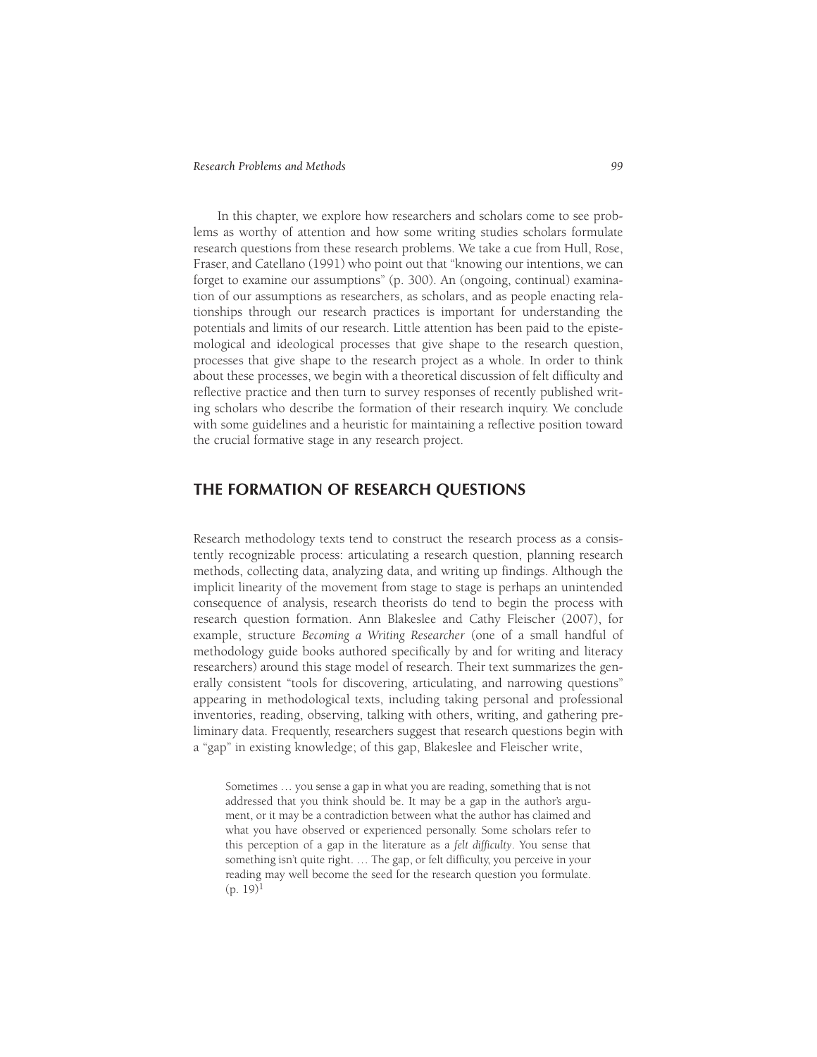In this chapter, we explore how researchers and scholars come to see problems as worthy of attention and how some writing studies scholars formulate research questions from these research problems. We take a cue from Hull, Rose, Fraser, and Catellano (1991) who point out that "knowing our intentions, we can forget to examine our assumptions" (p. 300). An (ongoing, continual) examination of our assumptions as researchers, as scholars, and as people enacting relationships through our research practices is important for understanding the potentials and limits of our research. Little attention has been paid to the epistemological and ideological processes that give shape to the research question, processes that give shape to the research project as a whole. In order to think about these processes, we begin with a theoretical discussion of felt difficulty and reflective practice and then turn to survey responses of recently published writing scholars who describe the formation of their research inquiry. We conclude with some guidelines and a heuristic for maintaining a reflective position toward the crucial formative stage in any research project.

## THE FORMATION OF RESEARCH QUESTIONS

Research methodology texts tend to construct the research process as a consistently recognizable process: articulating a research question, planning research methods, collecting data, analyzing data, and writing up findings. Although the implicit linearity of the movement from stage to stage is perhaps an unintended consequence of analysis, research theorists do tend to begin the process with research question formation. Ann Blakeslee and Cathy Fleischer (2007), for example, structure *Becoming a Writing Researcher* (one of a small handful of methodology guide books authored specifically by and for writing and literacy researchers) around this stage model of research. Their text summarizes the generally consistent "tools for discovering, articulating, and narrowing questions" appearing in methodological texts, including taking personal and professional inventories, reading, observing, talking with others, writing, and gathering preliminary data. Frequently, researchers suggest that research questions begin with a "gap" in existing knowledge; of this gap, Blakeslee and Fleischer write,

> Sometimes … you sense a gap in what you are reading, something that is not addressed that you think should be. It may be a gap in the author's argument, or it may be a contradiction between what the author has claimed and what you have observed or experienced personally. Some scholars refer to this perception of a gap in the literature as a *felt difficulty*. You sense that something isn't quite right. … The gap, or felt difficulty, you perceive in your reading may well become the seed for the research question you formulate. (p. 19)[1]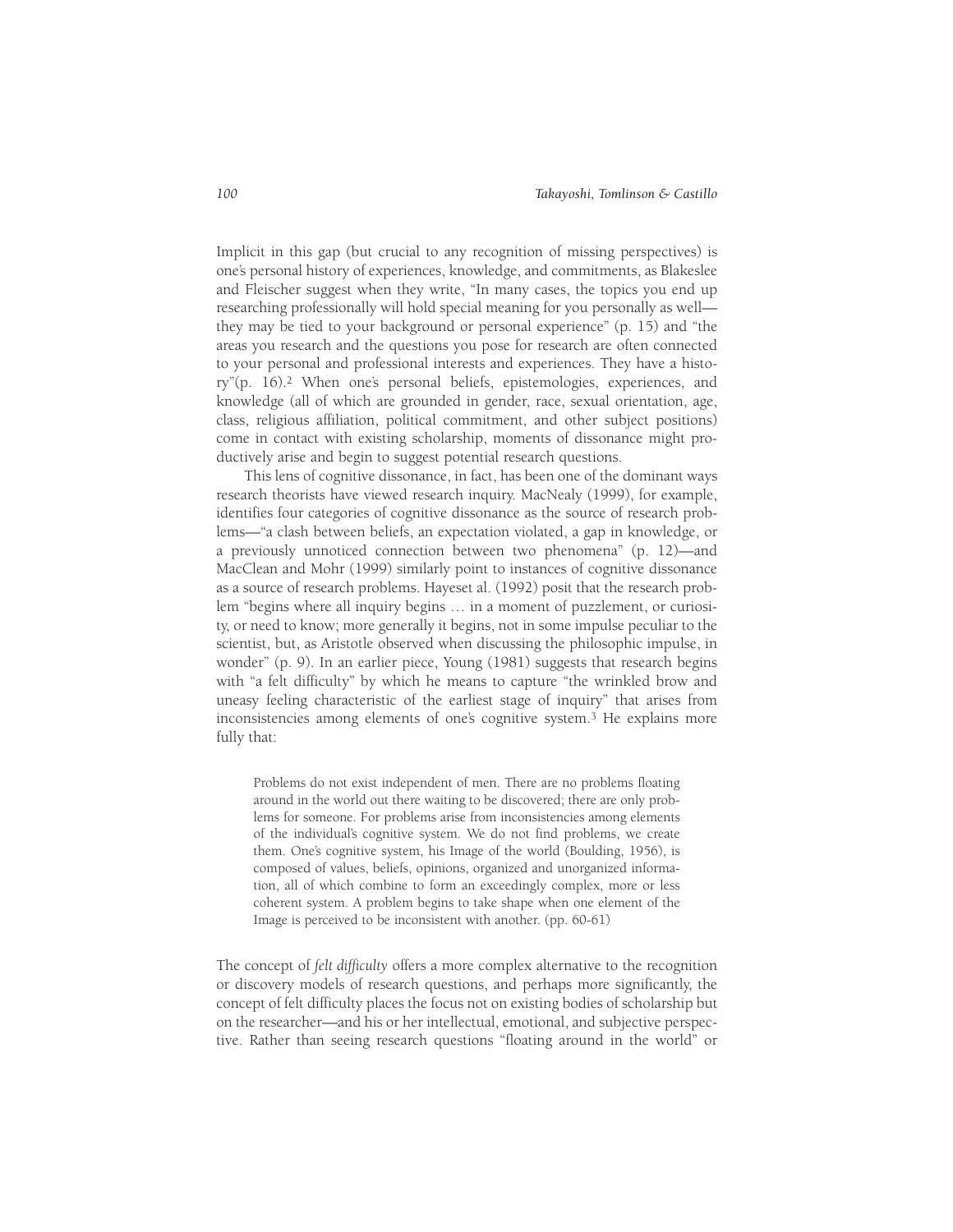Implicit in this gap (but crucial to any recognition of missing perspectives) is one's personal history of experiences, knowledge, and commitments, as Blakeslee and Fleischer suggest when they write, "In many cases, the topics you end up researching professionally will hold special meaning for you personally as well—they may be tied to your background or personal experience" (p. 15) and "the areas you research and the questions you pose for research are often connected to your personal and professional interests and experiences. They have a history"(p. 16).[2] When one's personal beliefs, epistemologies, experiences, and knowledge (all of which are grounded in gender, race, sexual orientation, age, class, religious affiliation, political commitment, and other subject positions) come in contact with existing scholarship, moments of dissonance might productively arise and begin to suggest potential research questions.

This lens of cognitive dissonance, in fact, has been one of the dominant ways research theorists have viewed research inquiry. MacNealy (1999), for example, identifies four categories of cognitive dissonance as the source of research problems—"a clash between beliefs, an expectation violated, a gap in knowledge, or a previously unnoticed connection between two phenomena" (p. 12)—and MacClean and Mohr (1999) similarly point to instances of cognitive dissonance as a source of research problems. Hayeset al. (1992) posit that the research problem "begins where all inquiry begins … in a moment of puzzlement, or curiosity, or need to know; more generally it begins, not in some impulse peculiar to the scientist, but, as Aristotle observed when discussing the philosophic impulse, in wonder" (p. 9). In an earlier piece, Young (1981) suggests that research begins with "a felt difficulty" by which he means to capture "the wrinkled brow and uneasy feeling characteristic of the earliest stage of inquiry" that arises from inconsistencies among elements of one's cognitive system.[3] He explains more fully that:

> Problems do not exist independent of men. There are no problems floating around in the world out there waiting to be discovered; there are only problems for someone. For problems arise from inconsistencies among elements of the individual's cognitive system. We do not find problems, we create them. One's cognitive system, his Image of the world (Boulding, 1956), is composed of values, beliefs, opinions, organized and unorganized information, all of which combine to form an exceedingly complex, more or less coherent system. A problem begins to take shape when one element of the Image is perceived to be inconsistent with another. (pp. 60-61)

The concept of *felt difficulty* offers a more complex alternative to the recognition or discovery models of research questions, and perhaps more significantly, the concept of felt difficulty places the focus not on existing bodies of scholarship but on the researcher—and his or her intellectual, emotional, and subjective perspective. Rather than seeing research questions "floating around in the world" or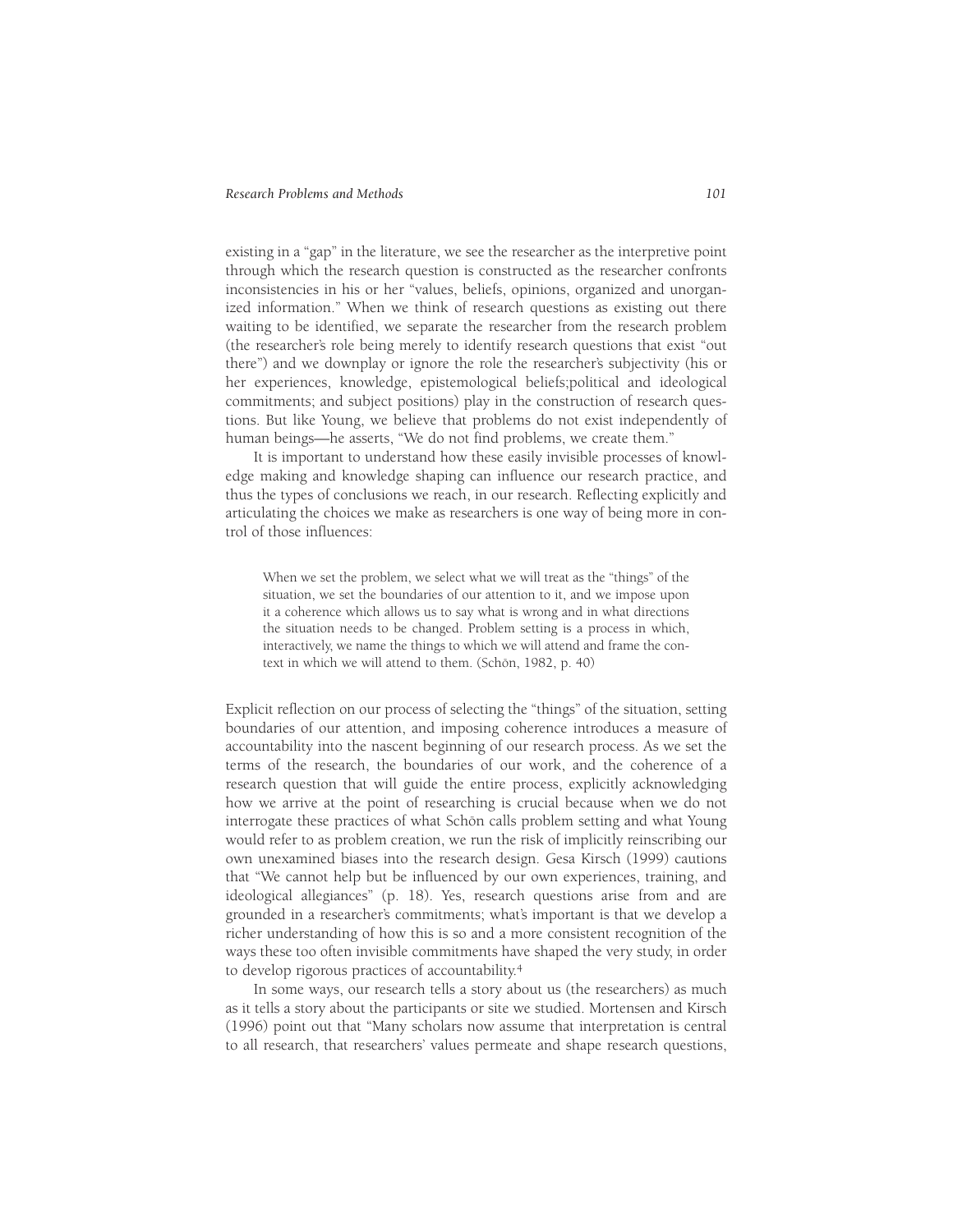existing in a "gap" in the literature, we see the researcher as the interpretive point through which the research question is constructed as the researcher confronts inconsistencies in his or her "values, beliefs, opinions, organized and unorganized information." When we think of research questions as existing out there waiting to be identified, we separate the researcher from the research problem (the researcher's role being merely to identify research questions that exist "out there") and we downplay or ignore the role the researcher's subjectivity (his or her experiences, knowledge, epistemological beliefs;political and ideological commitments; and subject positions) play in the construction of research questions. But like Young, we believe that problems do not exist independently of human beings—he asserts, "We do not find problems, we create them."

It is important to understand how these easily invisible processes of knowledge making and knowledge shaping can influence our research practice, and thus the types of conclusions we reach, in our research. Reflecting explicitly and articulating the choices we make as researchers is one way of being more in control of those influences:

> When we set the problem, we select what we will treat as the "things" of the situation, we set the boundaries of our attention to it, and we impose upon it a coherence which allows us to say what is wrong and in what directions the situation needs to be changed. Problem setting is a process in which, interactively, we name the things to which we will attend and frame the context in which we will attend to them. (Schön, 1982, p. 40)

Explicit reflection on our process of selecting the "things" of the situation, setting boundaries of our attention, and imposing coherence introduces a measure of accountability into the nascent beginning of our research process. As we set the terms of the research, the boundaries of our work, and the coherence of a research question that will guide the entire process, explicitly acknowledging how we arrive at the point of researching is crucial because when we do not interrogate these practices of what Schön calls problem setting and what Young would refer to as problem creation, we run the risk of implicitly reinscribing our own unexamined biases into the research design. Gesa Kirsch (1999) cautions that "We cannot help but be influenced by our own experiences, training, and ideological allegiances" (p. 18). Yes, research questions arise from and are grounded in a researcher's commitments; what's important is that we develop a richer understanding of how this is so and a more consistent recognition of the ways these too often invisible commitments have shaped the very study, in order to develop rigorous practices of accountability.[4]

In some ways, our research tells a story about us (the researchers) as much as it tells a story about the participants or site we studied. Mortensen and Kirsch (1996) point out that "Many scholars now assume that interpretation is central to all research, that researchers' values permeate and shape research questions,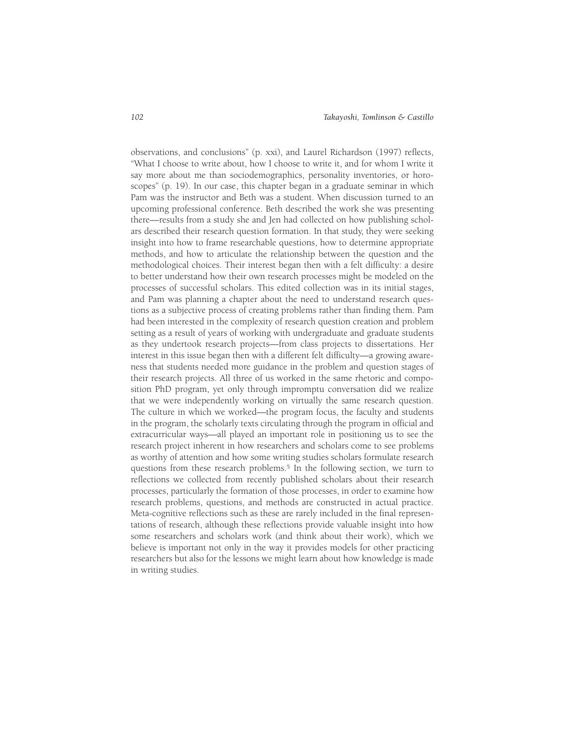observations, and conclusions" (p. xxi), and Laurel Richardson (1997) reflects, "What I choose to write about, how I choose to write it, and for whom I write it say more about me than sociodemographics, personality inventories, or horoscopes" (p. 19). In our case, this chapter began in a graduate seminar in which Pam was the instructor and Beth was a student. When discussion turned to an upcoming professional conference. Beth described the work she was presenting there—results from a study she and Jen had collected on how publishing scholars described their research question formation. In that study, they were seeking insight into how to frame researchable questions, how to determine appropriate methods, and how to articulate the relationship between the question and the methodological choices. Their interest began then with a felt difficulty: a desire to better understand how their own research processes might be modeled on the processes of successful scholars. This edited collection was in its initial stages, and Pam was planning a chapter about the need to understand research questions as a subjective process of creating problems rather than finding them. Pam had been interested in the complexity of research question creation and problem setting as a result of years of working with undergraduate and graduate students as they undertook research projects—from class projects to dissertations. Her interest in this issue began then with a different felt difficulty—a growing awareness that students needed more guidance in the problem and question stages of their research projects. All three of us worked in the same rhetoric and composition PhD program, yet only through impromptu conversation did we realize that we were independently working on virtually the same research question. The culture in which we worked—the program focus, the faculty and students in the program, the scholarly texts circulating through the program in official and extracurricular ways—all played an important role in positioning us to see the research project inherent in how researchers and scholars come to see problems as worthy of attention and how some writing studies scholars formulate research questions from these research problems.[5] In the following section, we turn to reflections we collected from recently published scholars about their research processes, particularly the formation of those processes, in order to examine how research problems, questions, and methods are constructed in actual practice. Meta-cognitive reflections such as these are rarely included in the final representations of research, although these reflections provide valuable insight into how some researchers and scholars work (and think about their work), which we believe is important not only in the way it provides models for other practicing researchers but also for the lessons we might learn about how knowledge is made in writing studies.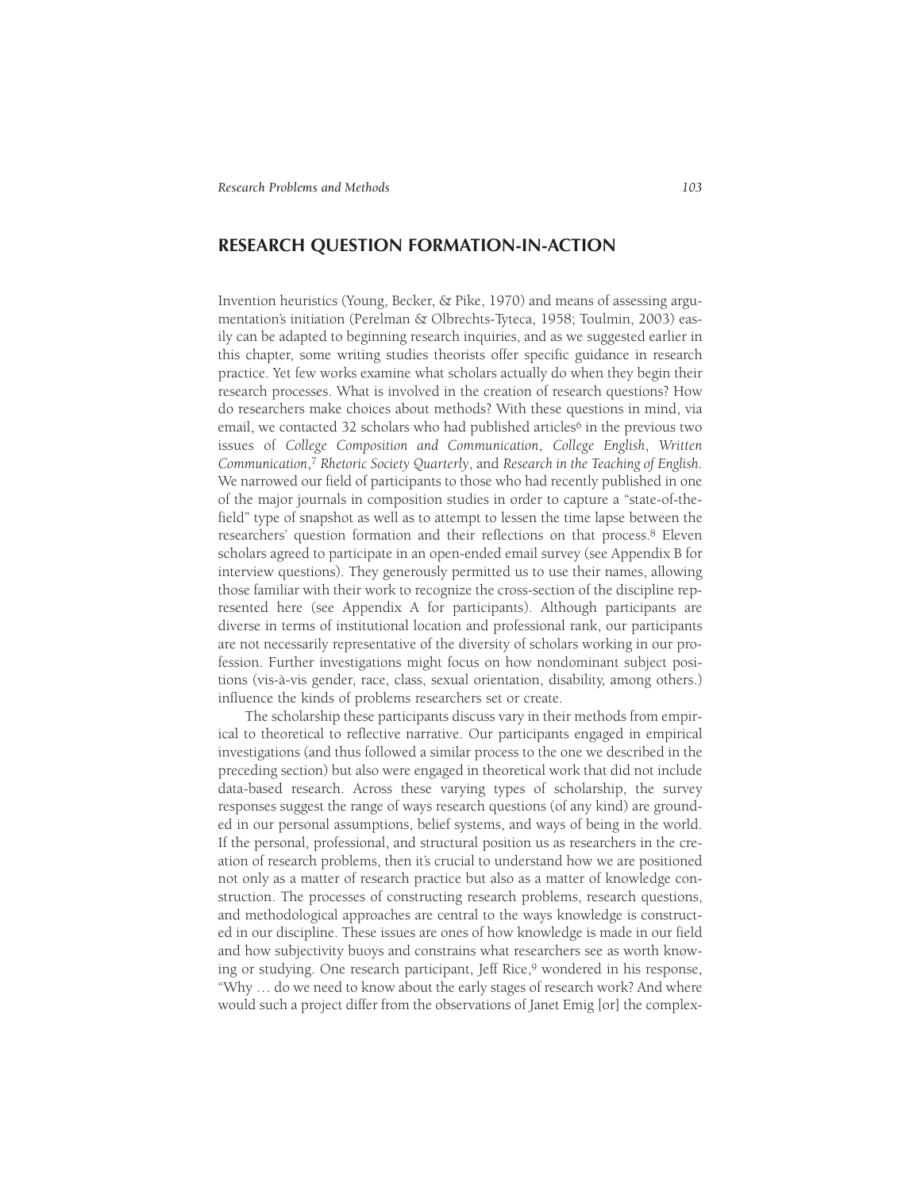## RESEARCH QUESTION FORMATION-IN-ACTION

Invention heuristics (Young, Becker, & Pike, 1970) and means of assessing argumentation's initiation (Perelman & Olbrechts-Tyteca, 1958; Toulmin, 2003) easily can be adapted to beginning research inquiries, and as we suggested earlier in this chapter, some writing studies theorists offer specific guidance in research practice. Yet few works examine what scholars actually do when they begin their research processes. What is involved in the creation of research questions? How do researchers make choices about methods? With these questions in mind, via email, we contacted 32 scholars who had published articles[6] in the previous two issues of *College Composition and Communication*, *College English*, *Written Communication*,[7] *Rhetoric Society Quarterly*, and *Research in the Teaching of English*. We narrowed our field of participants to those who had recently published in one of the major journals in composition studies in order to capture a "state-of-the-field" type of snapshot as well as to attempt to lessen the time lapse between the researchers' question formation and their reflections on that process.[8] Eleven scholars agreed to participate in an open-ended email survey (see Appendix B for interview questions). They generously permitted us to use their names, allowing those familiar with their work to recognize the cross-section of the discipline represented here (see Appendix A for participants). Although participants are diverse in terms of institutional location and professional rank, our participants are not necessarily representative of the diversity of scholars working in our profession. Further investigations might focus on how nondominant subject positions (vis-à-vis gender, race, class, sexual orientation, disability, among others.) influence the kinds of problems researchers set or create.

The scholarship these participants discuss vary in their methods from empirical to theoretical to reflective narrative. Our participants engaged in empirical investigations (and thus followed a similar process to the one we described in the preceding section) but also were engaged in theoretical work that did not include data-based research. Across these varying types of scholarship, the survey responses suggest the range of ways research questions (of any kind) are grounded in our personal assumptions, belief systems, and ways of being in the world. If the personal, professional, and structural position us as researchers in the creation of research problems, then it's crucial to understand how we are positioned not only as a matter of research practice but also as a matter of knowledge construction. The processes of constructing research problems, research questions, and methodological approaches are central to the ways knowledge is constructed in our discipline. These issues are ones of how knowledge is made in our field and how subjectivity buoys and constrains what researchers see as worth knowing or studying. One research participant, Jeff Rice,[9] wondered in his response, "Why … do we need to know about the early stages of research work? And where would such a project differ from the observations of Janet Emig [or] the complex-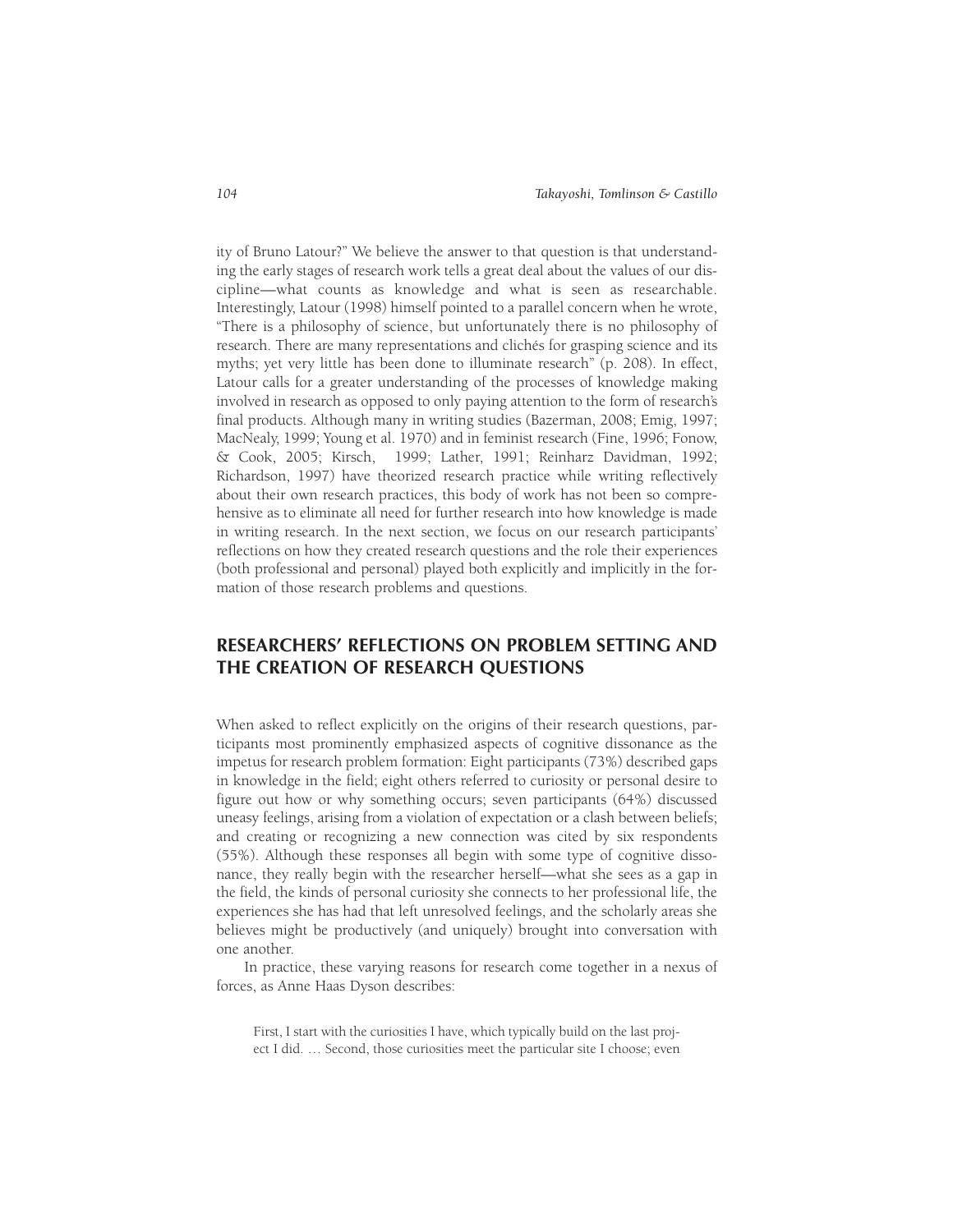ity of Bruno Latour?" We believe the answer to that question is that understanding the early stages of research work tells a great deal about the values of our discipline—what counts as knowledge and what is seen as researchable. Interestingly, Latour (1998) himself pointed to a parallel concern when he wrote, "There is a philosophy of science, but unfortunately there is no philosophy of research. There are many representations and clichés for grasping science and its myths; yet very little has been done to illuminate research" (p. 208). In effect, Latour calls for a greater understanding of the processes of knowledge making involved in research as opposed to only paying attention to the form of research's final products. Although many in writing studies (Bazerman, 2008; Emig, 1997; MacNealy, 1999; Young et al. 1970) and in feminist research (Fine, 1996; Fonow, & Cook, 2005; Kirsch, 1999; Lather, 1991; Reinharz Davidman, 1992; Richardson, 1997) have theorized research practice while writing reflectively about their own research practices, this body of work has not been so comprehensive as to eliminate all need for further research into how knowledge is made in writing research. In the next section, we focus on our research participants' reflections on how they created research questions and the role their experiences (both professional and personal) played both explicitly and implicitly in the formation of those research problems and questions.

## RESEARCHERS' REFLECTIONS ON PROBLEM SETTING AND THE CREATION OF RESEARCH QUESTIONS

When asked to reflect explicitly on the origins of their research questions, participants most prominently emphasized aspects of cognitive dissonance as the impetus for research problem formation: Eight participants (73%) described gaps in knowledge in the field; eight others referred to curiosity or personal desire to figure out how or why something occurs; seven participants (64%) discussed uneasy feelings, arising from a violation of expectation or a clash between beliefs; and creating or recognizing a new connection was cited by six respondents (55%). Although these responses all begin with some type of cognitive dissonance, they really begin with the researcher herself—what she sees as a gap in the field, the kinds of personal curiosity she connects to her professional life, the experiences she has had that left unresolved feelings, and the scholarly areas she believes might be productively (and uniquely) brought into conversation with one another.

In practice, these varying reasons for research come together in a nexus of forces, as Anne Haas Dyson describes:

> First, I start with the curiosities I have, which typically build on the last project I did. … Second, those curiosities meet the particular site I choose; even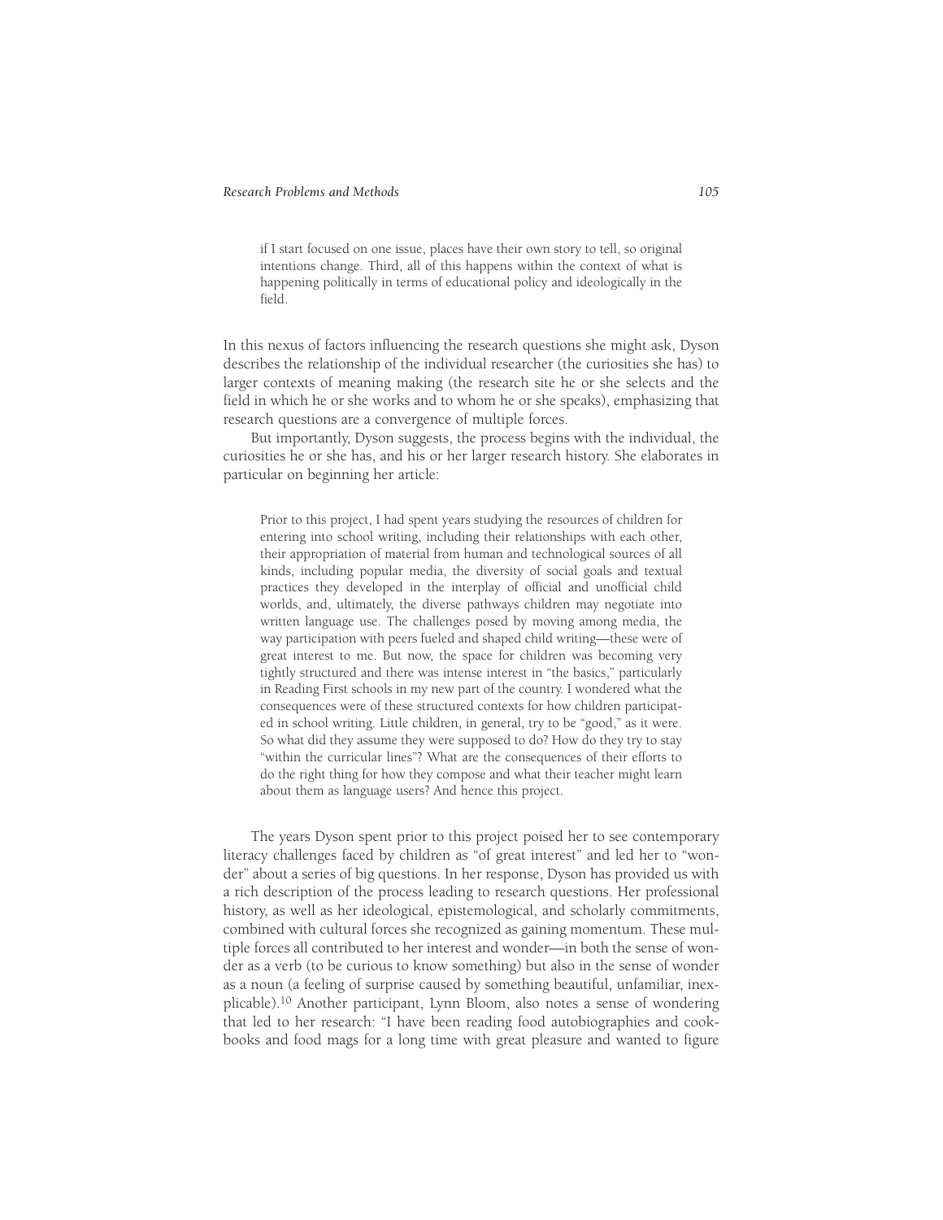> if I start focused on one issue, places have their own story to tell, so original intentions change. Third, all of this happens within the context of what is happening politically in terms of educational policy and ideologically in the field.

In this nexus of factors influencing the research questions she might ask, Dyson describes the relationship of the individual researcher (the curiosities she has) to larger contexts of meaning making (the research site he or she selects and the field in which he or she works and to whom he or she speaks), emphasizing that research questions are a convergence of multiple forces.

But importantly, Dyson suggests, the process begins with the individual, the curiosities he or she has, and his or her larger research history. She elaborates in particular on beginning her article:

> Prior to this project, I had spent years studying the resources of children for entering into school writing, including their relationships with each other, their appropriation of material from human and technological sources of all kinds, including popular media, the diversity of social goals and textual practices they developed in the interplay of official and unofficial child worlds, and, ultimately, the diverse pathways children may negotiate into written language use. The challenges posed by moving among media, the way participation with peers fueled and shaped child writing—these were of great interest to me. But now, the space for children was becoming very tightly structured and there was intense interest in "the basics," particularly in Reading First schools in my new part of the country. I wondered what the consequences were of these structured contexts for how children participated in school writing. Little children, in general, try to be "good," as it were. So what did they assume they were supposed to do? How do they try to stay "within the curricular lines"? What are the consequences of their efforts to do the right thing for how they compose and what their teacher might learn about them as language users? And hence this project.

The years Dyson spent prior to this project poised her to see contemporary literacy challenges faced by children as "of great interest" and led her to "wonder" about a series of big questions. In her response, Dyson has provided us with a rich description of the process leading to research questions. Her professional history, as well as her ideological, epistemological, and scholarly commitments, combined with cultural forces she recognized as gaining momentum. These multiple forces all contributed to her interest and wonder—in both the sense of wonder as a verb (to be curious to know something) but also in the sense of wonder as a noun (a feeling of surprise caused by something beautiful, unfamiliar, inexplicable).[10] Another participant, Lynn Bloom, also notes a sense of wondering that led to her research: "I have been reading food autobiographies and cookbooks and food mags for a long time with great pleasure and wanted to figure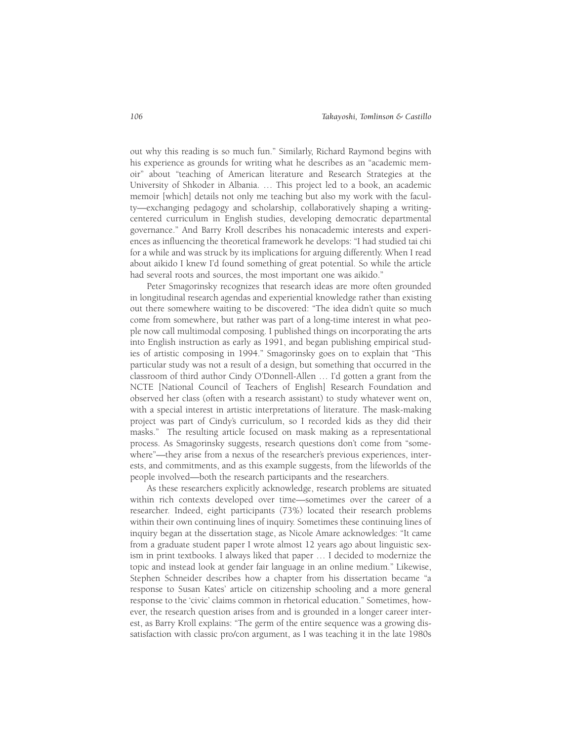out why this reading is so much fun." Similarly, Richard Raymond begins with his experience as grounds for writing what he describes as an "academic memoir" about "teaching of American literature and Research Strategies at the University of Shkoder in Albania. … This project led to a book, an academic memoir [which] details not only me teaching but also my work with the faculty—exchanging pedagogy and scholarship, collaboratively shaping a writing-centered curriculum in English studies, developing democratic departmental governance." And Barry Kroll describes his nonacademic interests and experiences as influencing the theoretical framework he develops: "I had studied tai chi for a while and was struck by its implications for arguing differently. When I read about aikido I knew I'd found something of great potential. So while the article had several roots and sources, the most important one was aikido."

Peter Smagorinsky recognizes that research ideas are more often grounded in longitudinal research agendas and experiential knowledge rather than existing out there somewhere waiting to be discovered: "The idea didn't quite so much come from somewhere, but rather was part of a long-time interest in what people now call multimodal composing. I published things on incorporating the arts into English instruction as early as 1991, and began publishing empirical studies of artistic composing in 1994." Smagorinsky goes on to explain that "This particular study was not a result of a design, but something that occurred in the classroom of third author Cindy O'Donnell-Allen … I'd gotten a grant from the NCTE [National Council of Teachers of English] Research Foundation and observed her class (often with a research assistant) to study whatever went on, with a special interest in artistic interpretations of literature. The mask-making project was part of Cindy's curriculum, so I recorded kids as they did their masks." The resulting article focused on mask making as a representational process. As Smagorinsky suggests, research questions don't come from "somewhere"—they arise from a nexus of the researcher's previous experiences, interests, and commitments, and as this example suggests, from the lifeworlds of the people involved—both the research participants and the researchers.

As these researchers explicitly acknowledge, research problems are situated within rich contexts developed over time—sometimes over the career of a researcher. Indeed, eight participants (73%) located their research problems within their own continuing lines of inquiry. Sometimes these continuing lines of inquiry began at the dissertation stage, as Nicole Amare acknowledges: "It came from a graduate student paper I wrote almost 12 years ago about linguistic sexism in print textbooks. I always liked that paper … I decided to modernize the topic and instead look at gender fair language in an online medium." Likewise, Stephen Schneider describes how a chapter from his dissertation became "a response to Susan Kates' article on citizenship schooling and a more general response to the 'civic' claims common in rhetorical education." Sometimes, however, the research question arises from and is grounded in a longer career interest, as Barry Kroll explains: "The germ of the entire sequence was a growing dissatisfaction with classic pro/con argument, as I was teaching it in the late 1980s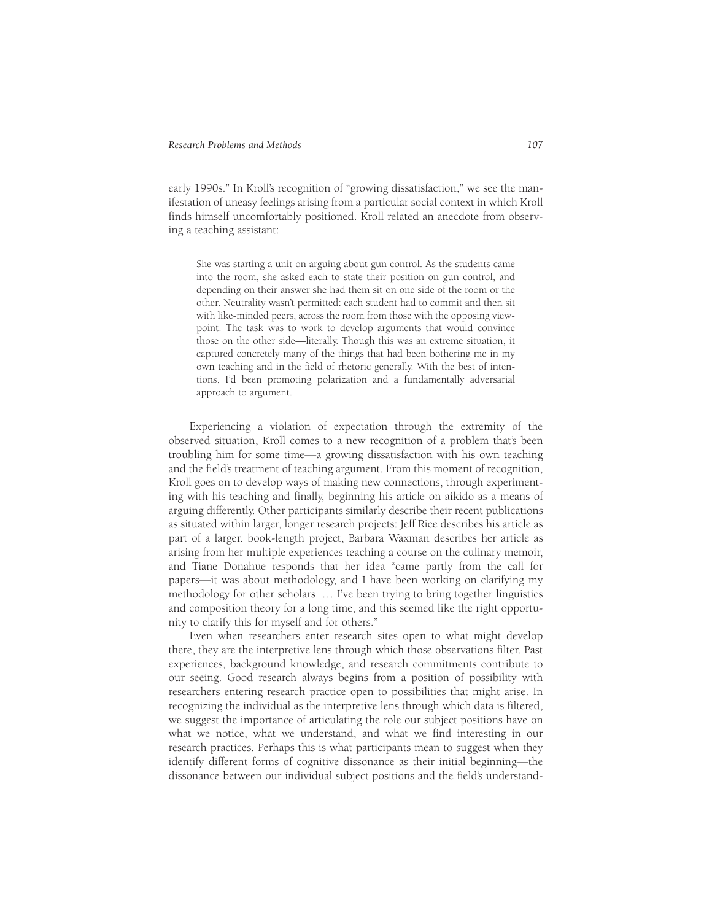early 1990s." In Kroll's recognition of "growing dissatisfaction," we see the manifestation of uneasy feelings arising from a particular social context in which Kroll finds himself uncomfortably positioned. Kroll related an anecdote from observing a teaching assistant:

> She was starting a unit on arguing about gun control. As the students came into the room, she asked each to state their position on gun control, and depending on their answer she had them sit on one side of the room or the other. Neutrality wasn't permitted: each student had to commit and then sit with like-minded peers, across the room from those with the opposing viewpoint. The task was to work to develop arguments that would convince those on the other side—literally. Though this was an extreme situation, it captured concretely many of the things that had been bothering me in my own teaching and in the field of rhetoric generally. With the best of intentions, I'd been promoting polarization and a fundamentally adversarial approach to argument.

Experiencing a violation of expectation through the extremity of the observed situation, Kroll comes to a new recognition of a problem that's been troubling him for some time—a growing dissatisfaction with his own teaching and the field's treatment of teaching argument. From this moment of recognition, Kroll goes on to develop ways of making new connections, through experimenting with his teaching and finally, beginning his article on aikido as a means of arguing differently. Other participants similarly describe their recent publications as situated within larger, longer research projects: Jeff Rice describes his article as part of a larger, book-length project, Barbara Waxman describes her article as arising from her multiple experiences teaching a course on the culinary memoir, and Tiane Donahue responds that her idea "came partly from the call for papers—it was about methodology, and I have been working on clarifying my methodology for other scholars. … I've been trying to bring together linguistics and composition theory for a long time, and this seemed like the right opportunity to clarify this for myself and for others."

Even when researchers enter research sites open to what might develop there, they are the interpretive lens through which those observations filter. Past experiences, background knowledge, and research commitments contribute to our seeing. Good research always begins from a position of possibility with researchers entering research practice open to possibilities that might arise. In recognizing the individual as the interpretive lens through which data is filtered, we suggest the importance of articulating the role our subject positions have on what we notice, what we understand, and what we find interesting in our research practices. Perhaps this is what participants mean to suggest when they identify different forms of cognitive dissonance as their initial beginning—the dissonance between our individual subject positions and the field's understand-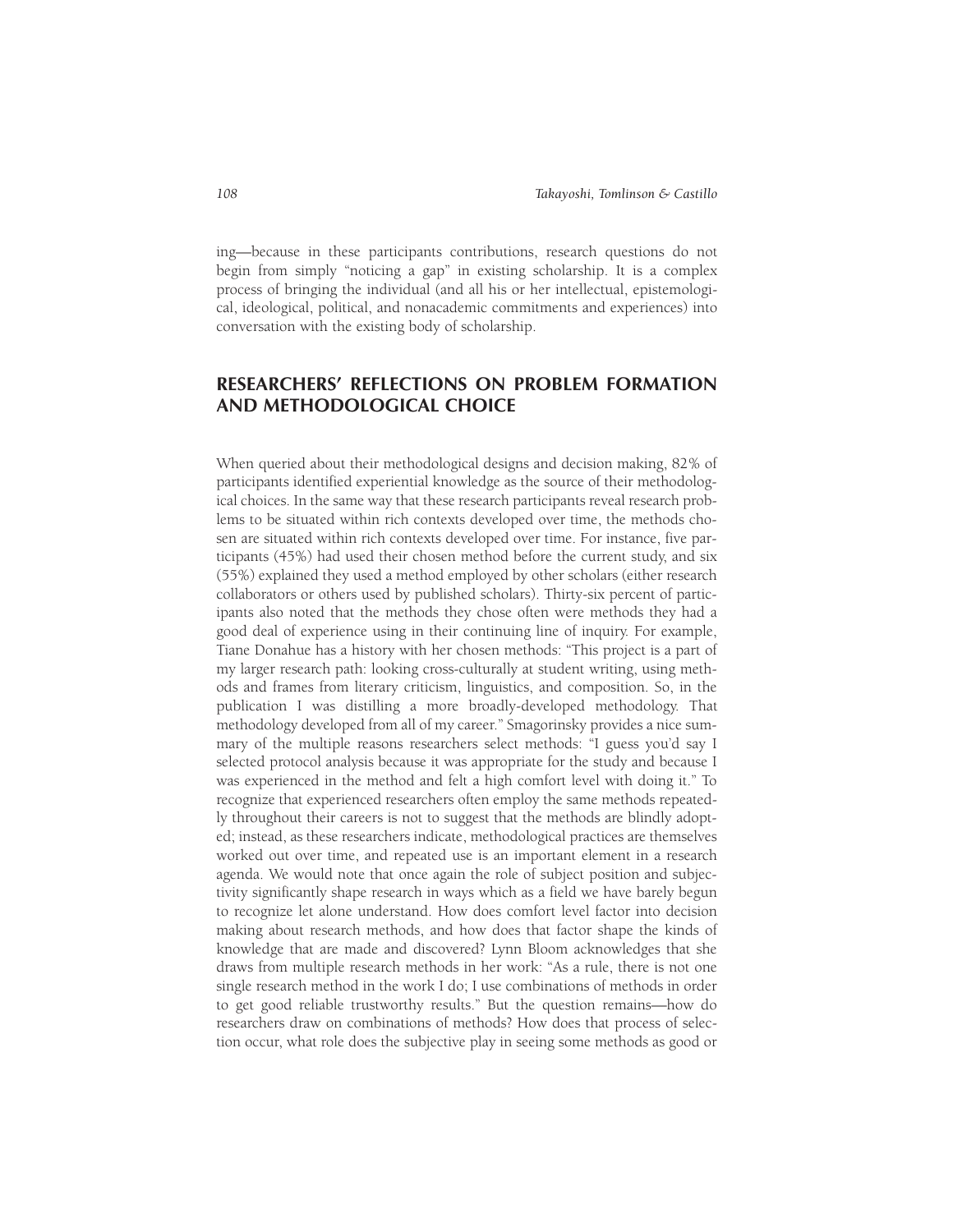ing—because in these participants contributions, research questions do not begin from simply "noticing a gap" in existing scholarship. It is a complex process of bringing the individual (and all his or her intellectual, epistemological, ideological, political, and nonacademic commitments and experiences) into conversation with the existing body of scholarship.

## RESEARCHERS' REFLECTIONS ON PROBLEM FORMATION AND METHODOLOGICAL CHOICE

When queried about their methodological designs and decision making, 82% of participants identified experiential knowledge as the source of their methodological choices. In the same way that these research participants reveal research problems to be situated within rich contexts developed over time, the methods chosen are situated within rich contexts developed over time. For instance, five participants (45%) had used their chosen method before the current study, and six (55%) explained they used a method employed by other scholars (either research collaborators or others used by published scholars). Thirty-six percent of participants also noted that the methods they chose often were methods they had a good deal of experience using in their continuing line of inquiry. For example, Tiane Donahue has a history with her chosen methods: "This project is a part of my larger research path: looking cross-culturally at student writing, using methods and frames from literary criticism, linguistics, and composition. So, in the publication I was distilling a more broadly-developed methodology. That methodology developed from all of my career." Smagorinsky provides a nice summary of the multiple reasons researchers select methods: "I guess you'd say I selected protocol analysis because it was appropriate for the study and because I was experienced in the method and felt a high comfort level with doing it." To recognize that experienced researchers often employ the same methods repeatedly throughout their careers is not to suggest that the methods are blindly adopted; instead, as these researchers indicate, methodological practices are themselves worked out over time, and repeated use is an important element in a research agenda. We would note that once again the role of subject position and subjectivity significantly shape research in ways which as a field we have barely begun to recognize let alone understand. How does comfort level factor into decision making about research methods, and how does that factor shape the kinds of knowledge that are made and discovered? Lynn Bloom acknowledges that she draws from multiple research methods in her work: "As a rule, there is not one single research method in the work I do; I use combinations of methods in order to get good reliable trustworthy results." But the question remains—how do researchers draw on combinations of methods? How does that process of selection occur, what role does the subjective play in seeing some methods as good or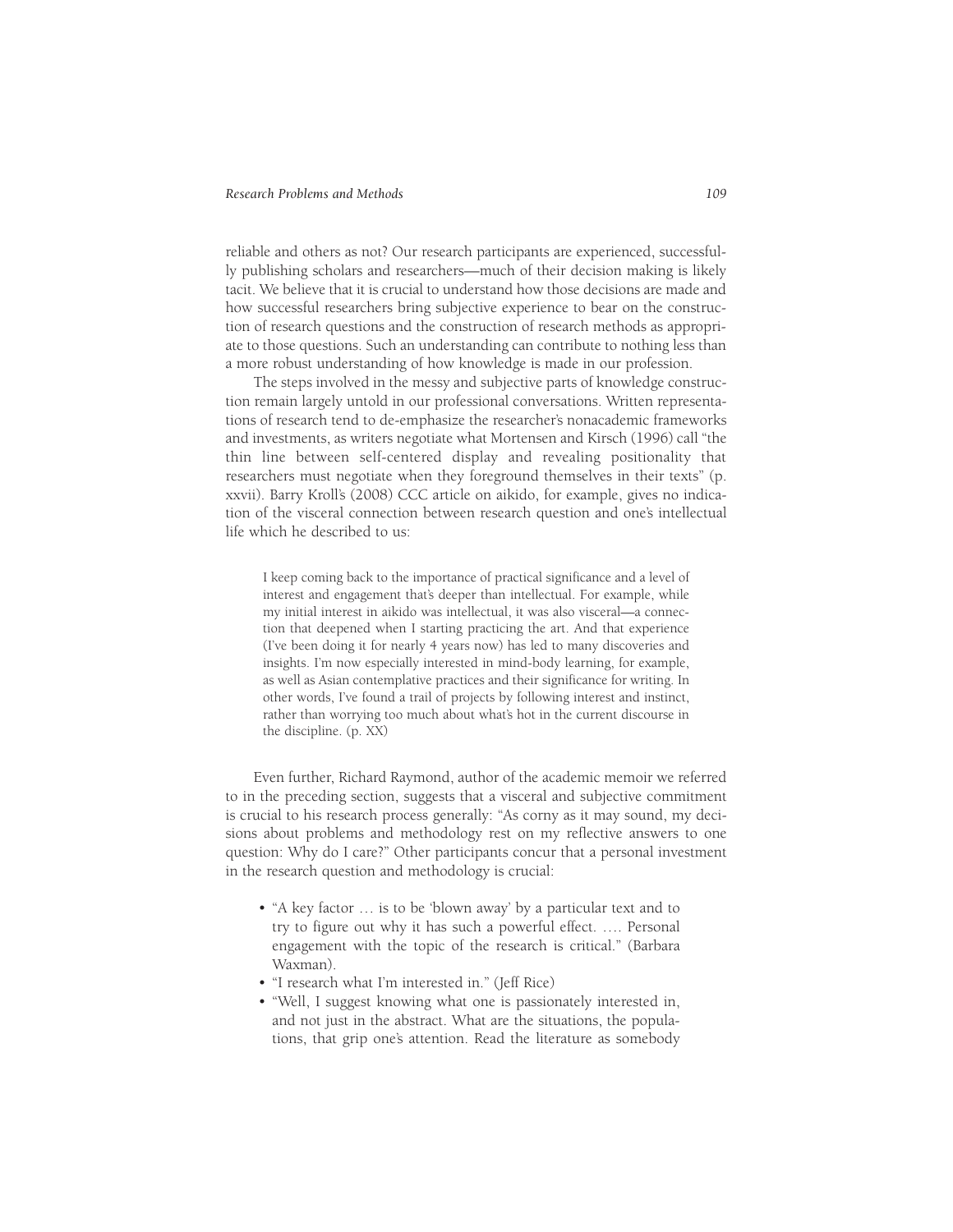reliable and others as not? Our research participants are experienced, successfully publishing scholars and researchers—much of their decision making is likely tacit. We believe that it is crucial to understand how those decisions are made and how successful researchers bring subjective experience to bear on the construction of research questions and the construction of research methods as appropriate to those questions. Such an understanding can contribute to nothing less than a more robust understanding of how knowledge is made in our profession.

The steps involved in the messy and subjective parts of knowledge construction remain largely untold in our professional conversations. Written representations of research tend to de-emphasize the researcher's nonacademic frameworks and investments, as writers negotiate what Mortensen and Kirsch (1996) call "the thin line between self-centered display and revealing positionality that researchers must negotiate when they foreground themselves in their texts" (p. xxvii). Barry Kroll's (2008) CCC article on aikido, for example, gives no indication of the visceral connection between research question and one's intellectual life which he described to us:

> I keep coming back to the importance of practical significance and a level of interest and engagement that's deeper than intellectual. For example, while my initial interest in aikido was intellectual, it was also visceral—a connection that deepened when I starting practicing the art. And that experience (I've been doing it for nearly 4 years now) has led to many discoveries and insights. I'm now especially interested in mind-body learning, for example, as well as Asian contemplative practices and their significance for writing. In other words, I've found a trail of projects by following interest and instinct, rather than worrying too much about what's hot in the current discourse in the discipline. (p. XX)

Even further, Richard Raymond, author of the academic memoir we referred to in the preceding section, suggests that a visceral and subjective commitment is crucial to his research process generally: "As corny as it may sound, my decisions about problems and methodology rest on my reflective answers to one question: Why do I care?" Other participants concur that a personal investment in the research question and methodology is crucial:

- "A key factor … is to be 'blown away' by a particular text and to try to figure out why it has such a powerful effect. …. Personal engagement with the topic of the research is critical." (Barbara Waxman).
- "I research what I'm interested in." (Jeff Rice)
- "Well, I suggest knowing what one is passionately interested in, and not just in the abstract. What are the situations, the populations, that grip one's attention. Read the literature as somebody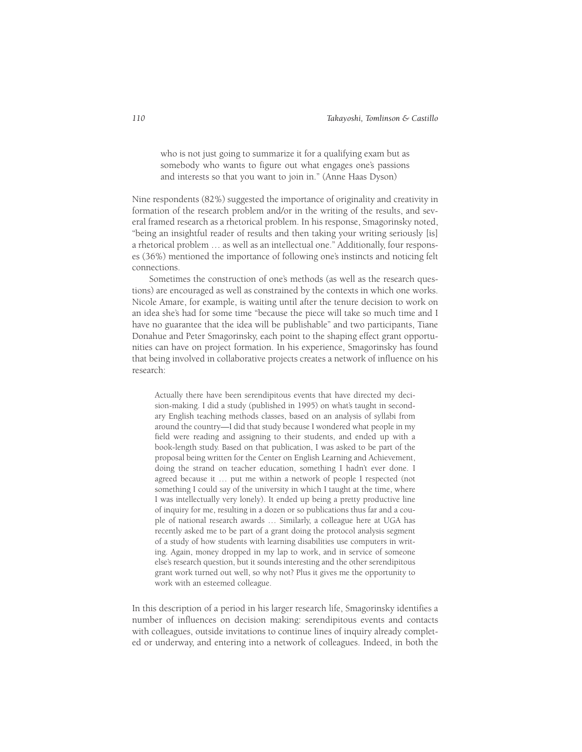> who is not just going to summarize it for a qualifying exam but as somebody who wants to figure out what engages one's passions and interests so that you want to join in." (Anne Haas Dyson)

Nine respondents (82%) suggested the importance of originality and creativity in formation of the research problem and/or in the writing of the results, and several framed research as a rhetorical problem. In his response, Smagorinsky noted, "being an insightful reader of results and then taking your writing seriously [is] a rhetorical problem … as well as an intellectual one." Additionally, four responses (36%) mentioned the importance of following one's instincts and noticing felt connections.

Sometimes the construction of one's methods (as well as the research questions) are encouraged as well as constrained by the contexts in which one works. Nicole Amare, for example, is waiting until after the tenure decision to work on an idea she's had for some time "because the piece will take so much time and I have no guarantee that the idea will be publishable" and two participants, Tiane Donahue and Peter Smagorinsky, each point to the shaping effect grant opportunities can have on project formation. In his experience, Smagorinsky has found that being involved in collaborative projects creates a network of influence on his research:

> Actually there have been serendipitous events that have directed my decision-making. I did a study (published in 1995) on what's taught in secondary English teaching methods classes, based on an analysis of syllabi from around the country—I did that study because I wondered what people in my field were reading and assigning to their students, and ended up with a book-length study. Based on that publication, I was asked to be part of the proposal being written for the Center on English Learning and Achievement, doing the strand on teacher education, something I hadn't ever done. I agreed because it … put me within a network of people I respected (not something I could say of the university in which I taught at the time, where I was intellectually very lonely). It ended up being a pretty productive line of inquiry for me, resulting in a dozen or so publications thus far and a couple of national research awards … Similarly, a colleague here at UGA has recently asked me to be part of a grant doing the protocol analysis segment of a study of how students with learning disabilities use computers in writing. Again, money dropped in my lap to work, and in service of someone else's research question, but it sounds interesting and the other serendipitous grant work turned out well, so why not? Plus it gives me the opportunity to work with an esteemed colleague.

In this description of a period in his larger research life, Smagorinsky identifies a number of influences on decision making: serendipitous events and contacts with colleagues, outside invitations to continue lines of inquiry already completed or underway, and entering into a network of colleagues. Indeed, in both the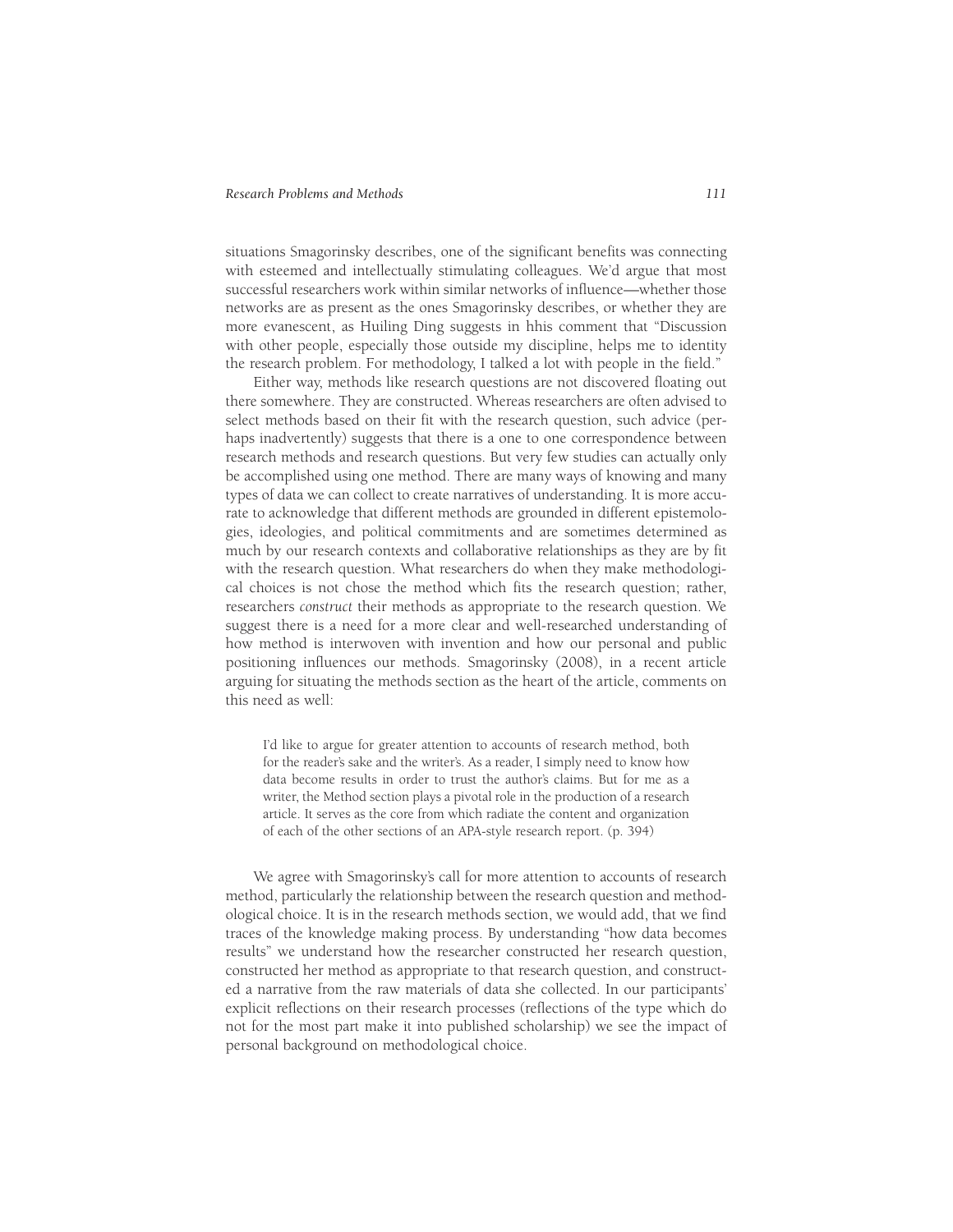situations Smagorinsky describes, one of the significant benefits was connecting with esteemed and intellectually stimulating colleagues. We'd argue that most successful researchers work within similar networks of influence—whether those networks are as present as the ones Smagorinsky describes, or whether they are more evanescent, as Huiling Ding suggests in hhis comment that "Discussion with other people, especially those outside my discipline, helps me to identity the research problem. For methodology, I talked a lot with people in the field."

Either way, methods like research questions are not discovered floating out there somewhere. They are constructed. Whereas researchers are often advised to select methods based on their fit with the research question, such advice (perhaps inadvertently) suggests that there is a one to one correspondence between research methods and research questions. But very few studies can actually only be accomplished using one method. There are many ways of knowing and many types of data we can collect to create narratives of understanding. It is more accurate to acknowledge that different methods are grounded in different epistemologies, ideologies, and political commitments and are sometimes determined as much by our research contexts and collaborative relationships as they are by fit with the research question. What researchers do when they make methodological choices is not chose the method which fits the research question; rather, researchers *construct* their methods as appropriate to the research question. We suggest there is a need for a more clear and well-researched understanding of how method is interwoven with invention and how our personal and public positioning influences our methods. Smagorinsky (2008), in a recent article arguing for situating the methods section as the heart of the article, comments on this need as well:

> I'd like to argue for greater attention to accounts of research method, both for the reader's sake and the writer's. As a reader, I simply need to know how data become results in order to trust the author's claims. But for me as a writer, the Method section plays a pivotal role in the production of a research article. It serves as the core from which radiate the content and organization of each of the other sections of an APA-style research report. (p. 394)

We agree with Smagorinsky's call for more attention to accounts of research method, particularly the relationship between the research question and methodological choice. It is in the research methods section, we would add, that we find traces of the knowledge making process. By understanding "how data becomes results" we understand how the researcher constructed her research question, constructed her method as appropriate to that research question, and constructed a narrative from the raw materials of data she collected. In our participants' explicit reflections on their research processes (reflections of the type which do not for the most part make it into published scholarship) we see the impact of personal background on methodological choice.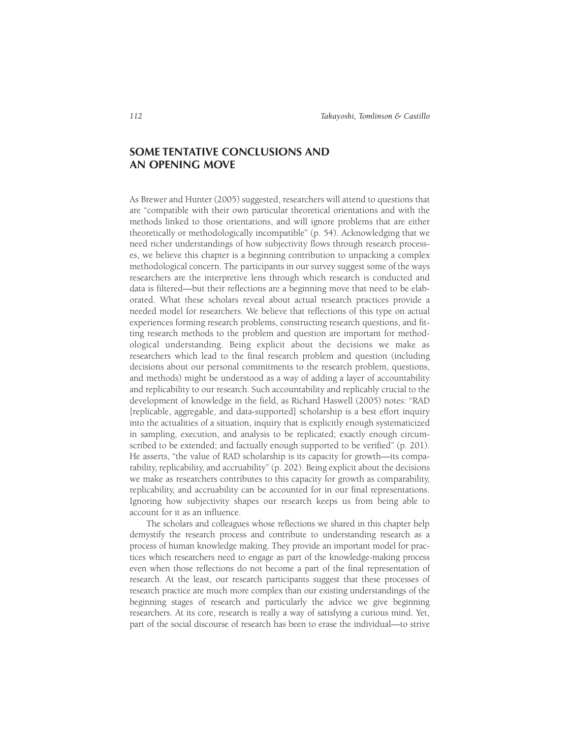## SOME TENTATIVE CONCLUSIONS AND AN OPENING MOVE

As Brewer and Hunter (2005) suggested, researchers will attend to questions that are "compatible with their own particular theoretical orientations and with the methods linked to those orientations, and will ignore problems that are either theoretically or methodologically incompatible" (p. 54). Acknowledging that we need richer understandings of how subjectivity flows through research processes, we believe this chapter is a beginning contribution to unpacking a complex methodological concern. The participants in our survey suggest some of the ways researchers are the interpretive lens through which research is conducted and data is filtered—but their reflections are a beginning move that need to be elaborated. What these scholars reveal about actual research practices provide a needed model for researchers. We believe that reflections of this type on actual experiences forming research problems, constructing research questions, and fitting research methods to the problem and question are important for methodological understanding. Being explicit about the decisions we make as researchers which lead to the final research problem and question (including decisions about our personal commitments to the research problem, questions, and methods) might be understood as a way of adding a layer of accountability and replicability to our research. Such accountability and replicably crucial to the development of knowledge in the field, as Richard Haswell (2005) notes: "RAD [replicable, aggregable, and data-supported] scholarship is a best effort inquiry into the actualities of a situation, inquiry that is explicitly enough systematicized in sampling, execution, and analysis to be replicated; exactly enough circumscribed to be extended; and factually enough supported to be verified" (p. 201). He asserts, "the value of RAD scholarship is its capacity for growth—its comparability, replicability, and accruability" (p. 202). Being explicit about the decisions we make as researchers contributes to this capacity for growth as comparability, replicability, and accruability can be accounted for in our final representations. Ignoring how subjectivity shapes our research keeps us from being able to account for it as an influence.

The scholars and colleagues whose reflections we shared in this chapter help demystify the research process and contribute to understanding research as a process of human knowledge making. They provide an important model for practices which researchers need to engage as part of the knowledge-making process even when those reflections do not become a part of the final representation of research. At the least, our research participants suggest that these processes of research practice are much more complex than our existing understandings of the beginning stages of research and particularly the advice we give beginning researchers. At its core, research is really a way of satisfying a curious mind. Yet, part of the social discourse of research has been to erase the individual—to strive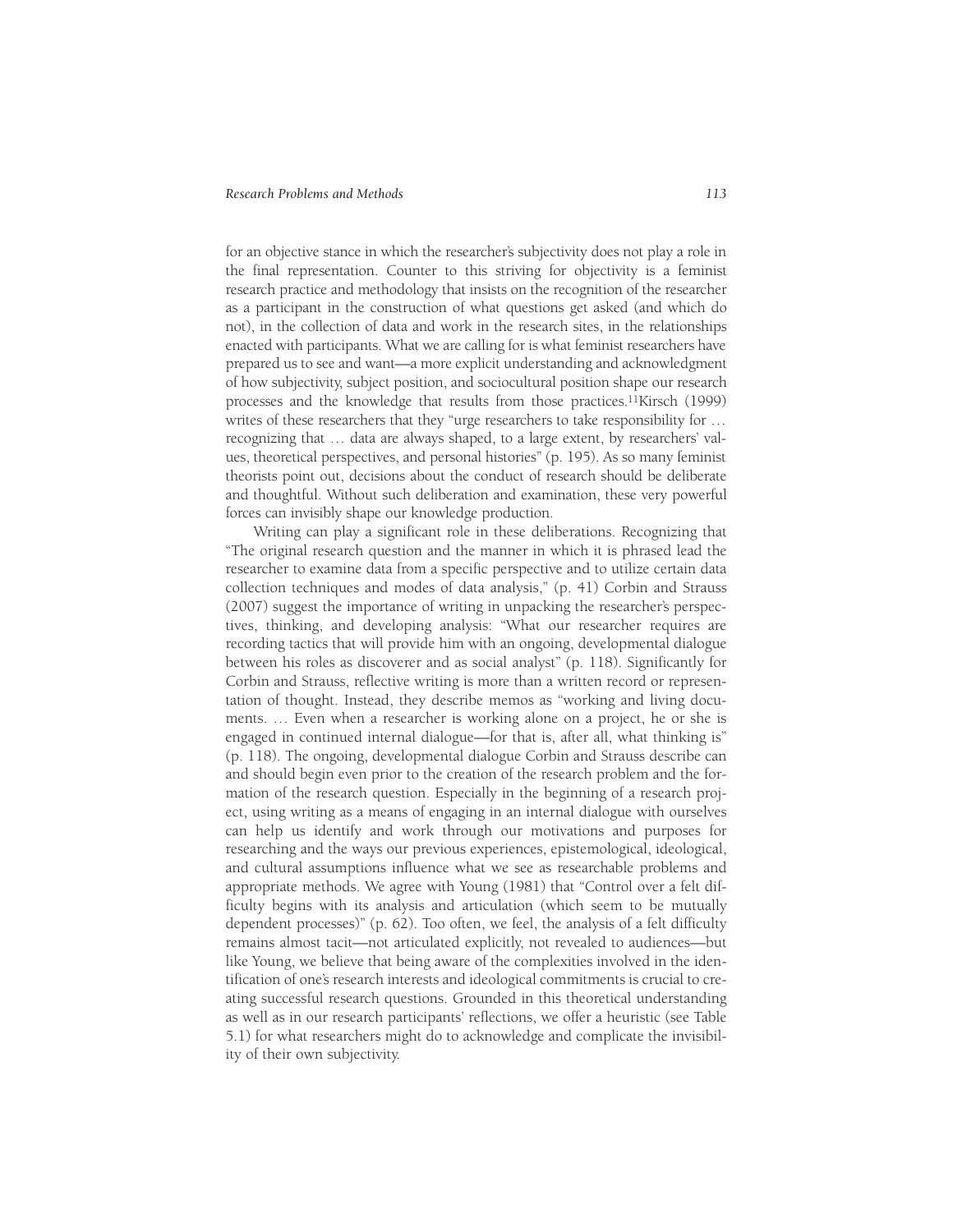for an objective stance in which the researcher's subjectivity does not play a role in the final representation. Counter to this striving for objectivity is a feminist research practice and methodology that insists on the recognition of the researcher as a participant in the construction of what questions get asked (and which do not), in the collection of data and work in the research sites, in the relationships enacted with participants. What we are calling for is what feminist researchers have prepared us to see and want—a more explicit understanding and acknowledgment of how subjectivity, subject position, and sociocultural position shape our research processes and the knowledge that results from those practices.[11] Kirsch (1999) writes of these researchers that they "urge researchers to take responsibility for … recognizing that … data are always shaped, to a large extent, by researchers' values, theoretical perspectives, and personal histories" (p. 195). As so many feminist theorists point out, decisions about the conduct of research should be deliberate and thoughtful. Without such deliberation and examination, these very powerful forces can invisibly shape our knowledge production.

Writing can play a significant role in these deliberations. Recognizing that "The original research question and the manner in which it is phrased lead the researcher to examine data from a specific perspective and to utilize certain data collection techniques and modes of data analysis," (p. 41) Corbin and Strauss (2007) suggest the importance of writing in unpacking the researcher's perspectives, thinking, and developing analysis: "What our researcher requires are recording tactics that will provide him with an ongoing, developmental dialogue between his roles as discoverer and as social analyst" (p. 118). Significantly for Corbin and Strauss, reflective writing is more than a written record or representation of thought. Instead, they describe memos as "working and living documents. … Even when a researcher is working alone on a project, he or she is engaged in continued internal dialogue—for that is, after all, what thinking is" (p. 118). The ongoing, developmental dialogue Corbin and Strauss describe can and should begin even prior to the creation of the research problem and the formation of the research question. Especially in the beginning of a research project, using writing as a means of engaging in an internal dialogue with ourselves can help us identify and work through our motivations and purposes for researching and the ways our previous experiences, epistemological, ideological, and cultural assumptions influence what we see as researchable problems and appropriate methods. We agree with Young (1981) that "Control over a felt difficulty begins with its analysis and articulation (which seem to be mutually dependent processes)" (p. 62). Too often, we feel, the analysis of a felt difficulty remains almost tacit—not articulated explicitly, not revealed to audiences—but like Young, we believe that being aware of the complexities involved in the identification of one's research interests and ideological commitments is crucial to creating successful research questions. Grounded in this theoretical understanding as well as in our research participants' reflections, we offer a heuristic (see Table 5.1) for what researchers might do to acknowledge and complicate the invisibility of their own subjectivity.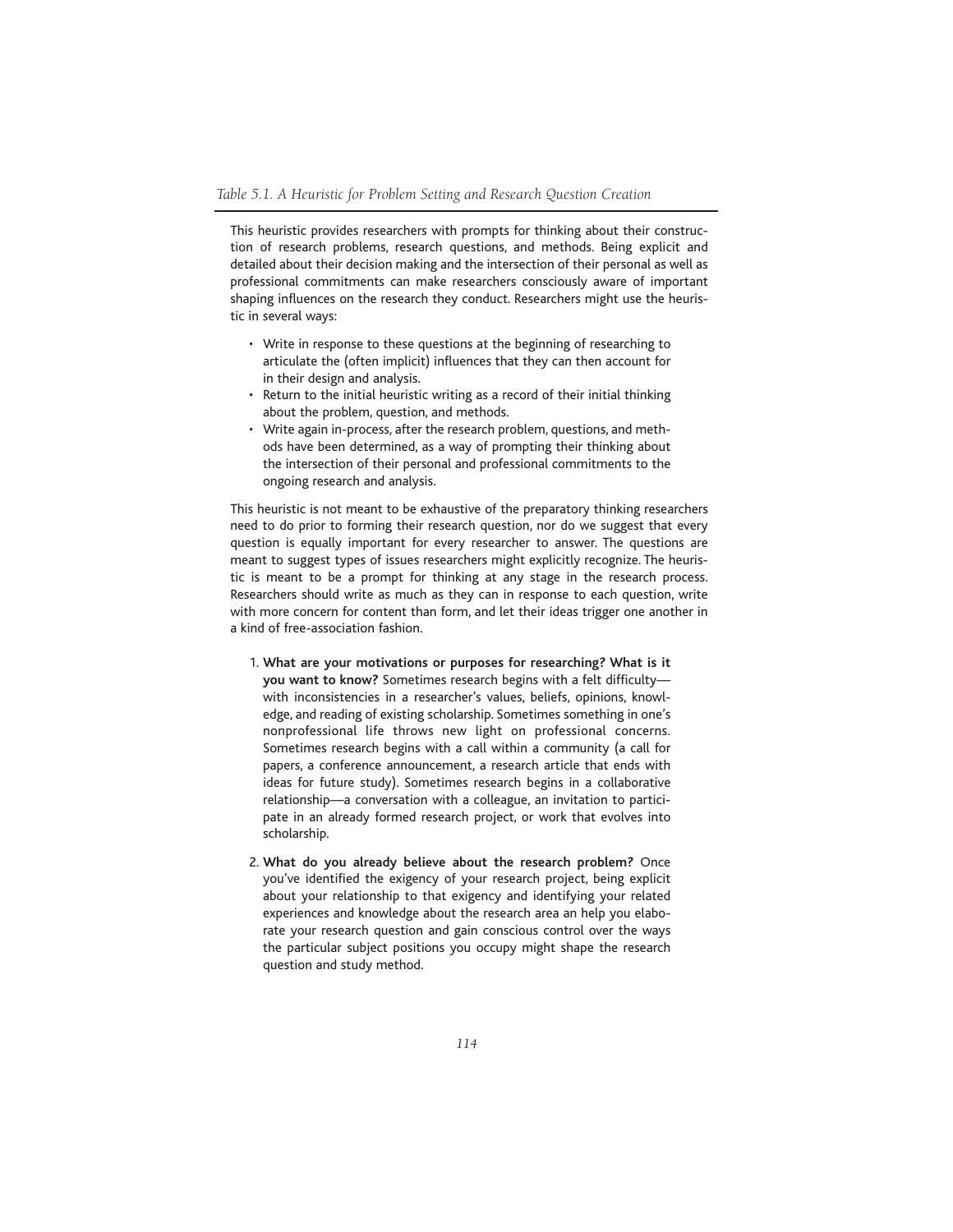*Table 5.1. A Heuristic for Problem Setting and Research Question Creation*

This heuristic provides researchers with prompts for thinking about their construction of research problems, research questions, and methods. Being explicit and detailed about their decision making and the intersection of their personal as well as professional commitments can make researchers consciously aware of important shaping influences on the research they conduct. Researchers might use the heuristic in several ways:

- Write in response to these questions at the beginning of researching to articulate the (often implicit) influences that they can then account for in their design and analysis.
- Return to the initial heuristic writing as a record of their initial thinking about the problem, question, and methods.
- Write again in-process, after the research problem, questions, and methods have been determined, as a way of prompting their thinking about the intersection of their personal and professional commitments to the ongoing research and analysis.

This heuristic is not meant to be exhaustive of the preparatory thinking researchers need to do prior to forming their research question, nor do we suggest that every question is equally important for every researcher to answer. The questions are meant to suggest types of issues researchers might explicitly recognize. The heuristic is meant to be a prompt for thinking at any stage in the research process. Researchers should write as much as they can in response to each question, write with more concern for content than form, and let their ideas trigger one another in a kind of free-association fashion.

1. **What are your motivations or purposes for researching? What is it you want to know?** Sometimes research begins with a felt difficulty—with inconsistencies in a researcher's values, beliefs, opinions, knowledge, and reading of existing scholarship. Sometimes something in one's nonprofessional life throws new light on professional concerns. Sometimes research begins with a call within a community (a call for papers, a conference announcement, a research article that ends with ideas for future study). Sometimes research begins in a collaborative relationship—a conversation with a colleague, an invitation to participate in an already formed research project, or work that evolves into scholarship.

2. **What do you already believe about the research problem?** Once you've identified the exigency of your research project, being explicit about your relationship to that exigency and identifying your related experiences and knowledge about the research area an help you elaborate your research question and gain conscious control over the ways the particular subject positions you occupy might shape the research question and study method.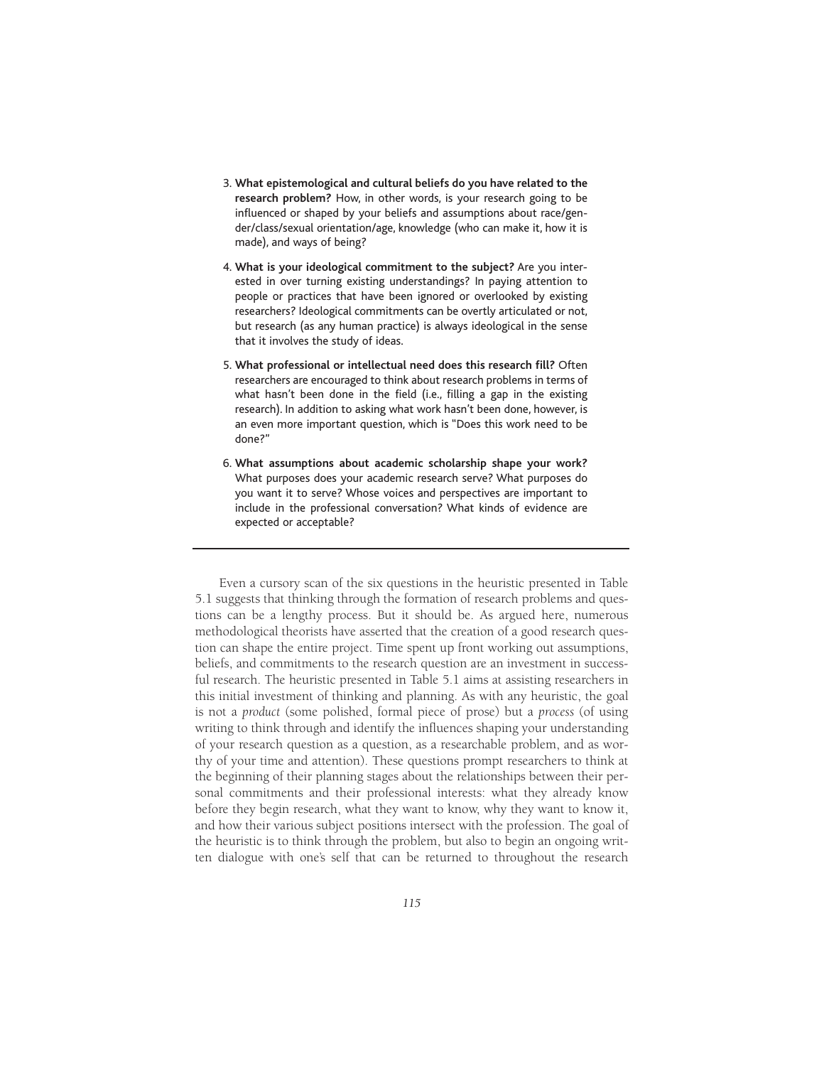3. **What epistemological and cultural beliefs do you have related to the research problem?** How, in other words, is your research going to be influenced or shaped by your beliefs and assumptions about race/gender/class/sexual orientation/age, knowledge (who can make it, how it is made), and ways of being?

4. **What is your ideological commitment to the subject?** Are you interested in over turning existing understandings? In paying attention to people or practices that have been ignored or overlooked by existing researchers? Ideological commitments can be overtly articulated or not, but research (as any human practice) is always ideological in the sense that it involves the study of ideas.

5. **What professional or intellectual need does this research fill?** Often researchers are encouraged to think about research problems in terms of what hasn't been done in the field (i.e., filling a gap in the existing research). In addition to asking what work hasn't been done, however, is an even more important question, which is "Does this work need to be done?"

6. **What assumptions about academic scholarship shape your work?** What purposes does your academic research serve? What purposes do you want it to serve? Whose voices and perspectives are important to include in the professional conversation? What kinds of evidence are expected or acceptable?

---

Even a cursory scan of the six questions in the heuristic presented in Table 5.1 suggests that thinking through the formation of research problems and questions can be a lengthy process. But it should be. As argued here, numerous methodological theorists have asserted that the creation of a good research question can shape the entire project. Time spent up front working out assumptions, beliefs, and commitments to the research question are an investment in successful research. The heuristic presented in Table 5.1 aims at assisting researchers in this initial investment of thinking and planning. As with any heuristic, the goal is not a *product* (some polished, formal piece of prose) but a *process* (of using writing to think through and identify the influences shaping your understanding of your research question as a question, as a researchable problem, and as worthy of your time and attention). These questions prompt researchers to think at the beginning of their planning stages about the relationships between their personal commitments and their professional interests: what they already know before they begin research, what they want to know, why they want to know it, and how their various subject positions intersect with the profession. The goal of the heuristic is to think through the problem, but also to begin an ongoing written dialogue with one's self that can be returned to throughout the research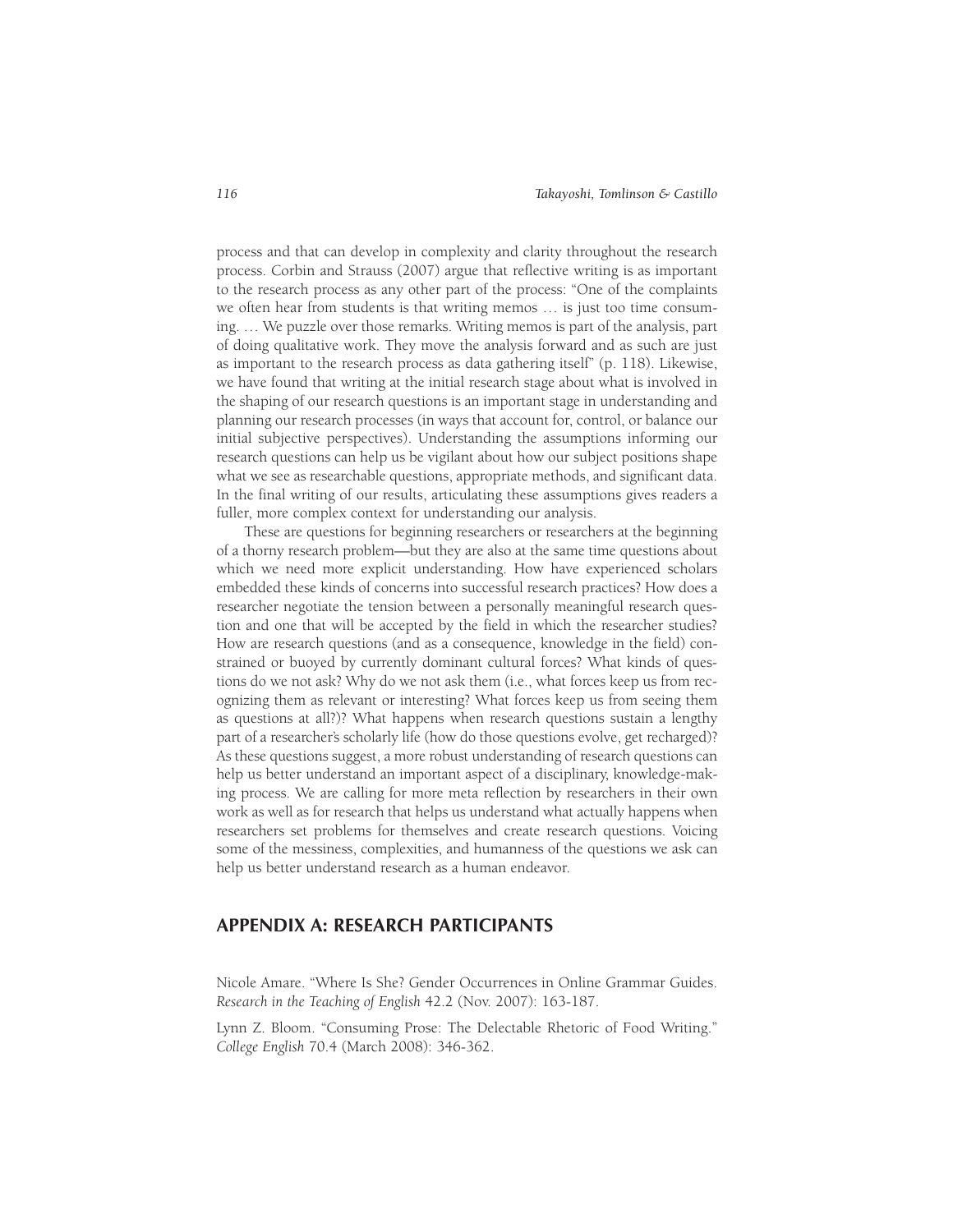process and that can develop in complexity and clarity throughout the research process. Corbin and Strauss (2007) argue that reflective writing is as important to the research process as any other part of the process: "One of the complaints we often hear from students is that writing memos … is just too time consuming. … We puzzle over those remarks. Writing memos is part of the analysis, part of doing qualitative work. They move the analysis forward and as such are just as important to the research process as data gathering itself" (p. 118). Likewise, we have found that writing at the initial research stage about what is involved in the shaping of our research questions is an important stage in understanding and planning our research processes (in ways that account for, control, or balance our initial subjective perspectives). Understanding the assumptions informing our research questions can help us be vigilant about how our subject positions shape what we see as researchable questions, appropriate methods, and significant data. In the final writing of our results, articulating these assumptions gives readers a fuller, more complex context for understanding our analysis.

These are questions for beginning researchers or researchers at the beginning of a thorny research problem—but they are also at the same time questions about which we need more explicit understanding. How have experienced scholars embedded these kinds of concerns into successful research practices? How does a researcher negotiate the tension between a personally meaningful research question and one that will be accepted by the field in which the researcher studies? How are research questions (and as a consequence, knowledge in the field) constrained or buoyed by currently dominant cultural forces? What kinds of questions do we not ask? Why do we not ask them (i.e., what forces keep us from recognizing them as relevant or interesting? What forces keep us from seeing them as questions at all?)? What happens when research questions sustain a lengthy part of a researcher's scholarly life (how do those questions evolve, get recharged)? As these questions suggest, a more robust understanding of research questions can help us better understand an important aspect of a disciplinary, knowledge-making process. We are calling for more meta reflection by researchers in their own work as well as for research that helps us understand what actually happens when researchers set problems for themselves and create research questions. Voicing some of the messiness, complexities, and humanness of the questions we ask can help us better understand research as a human endeavor.

## APPENDIX A: RESEARCH PARTICIPANTS

Nicole Amare. "Where Is She? Gender Occurrences in Online Grammar Guides. *Research in the Teaching of English* 42.2 (Nov. 2007): 163-187.

Lynn Z. Bloom. "Consuming Prose: The Delectable Rhetoric of Food Writing." *College English* 70.4 (March 2008): 346-362.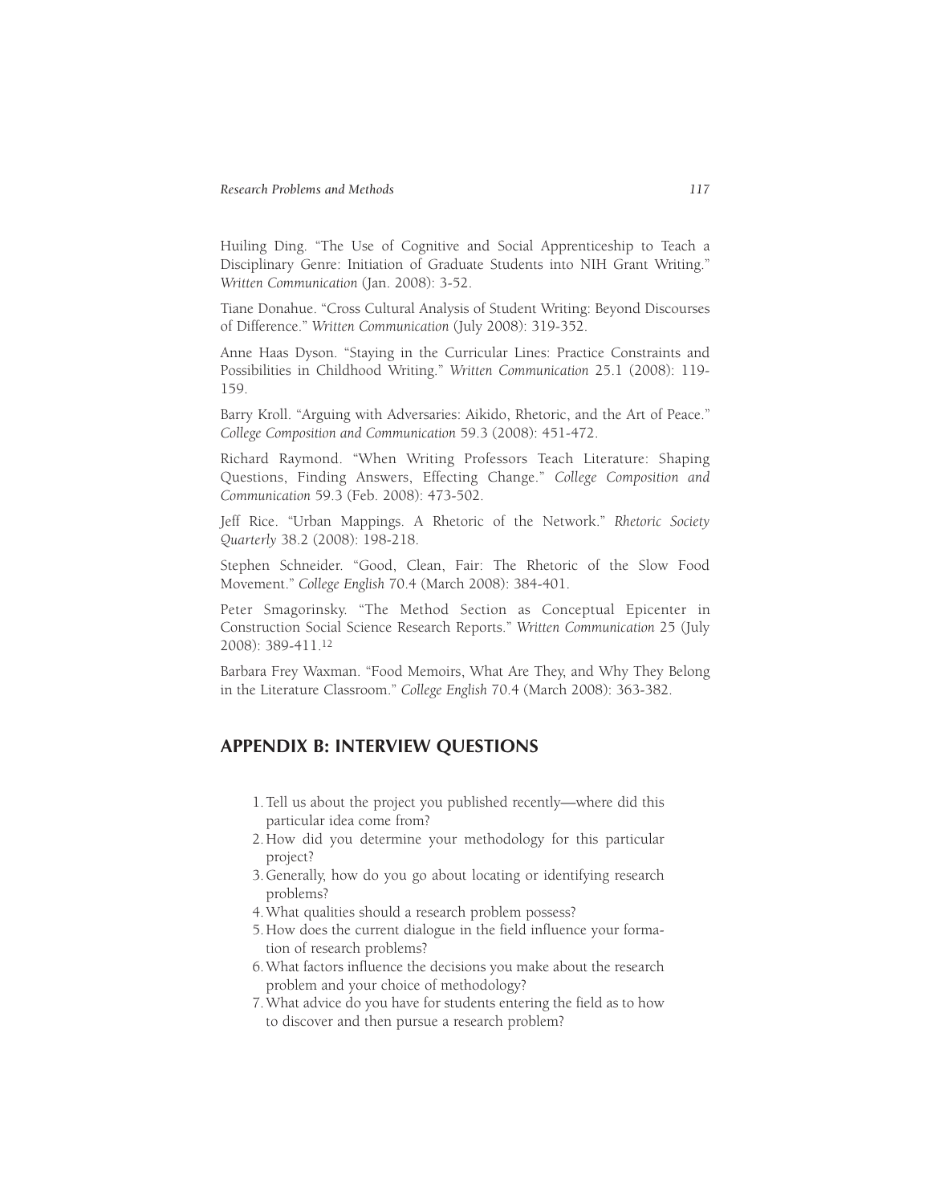Huiling Ding. "The Use of Cognitive and Social Apprenticeship to Teach a Disciplinary Genre: Initiation of Graduate Students into NIH Grant Writing." *Written Communication* (Jan. 2008): 3-52.

Tiane Donahue. "Cross Cultural Analysis of Student Writing: Beyond Discourses of Difference." *Written Communication* (July 2008): 319-352.

Anne Haas Dyson. "Staying in the Curricular Lines: Practice Constraints and Possibilities in Childhood Writing." *Written Communication* 25.1 (2008): 119-159.

Barry Kroll. "Arguing with Adversaries: Aikido, Rhetoric, and the Art of Peace." *College Composition and Communication* 59.3 (2008): 451-472.

Richard Raymond. "When Writing Professors Teach Literature: Shaping Questions, Finding Answers, Effecting Change." *College Composition and Communication* 59.3 (Feb. 2008): 473-502.

Jeff Rice. "Urban Mappings. A Rhetoric of the Network." *Rhetoric Society Quarterly* 38.2 (2008): 198-218.

Stephen Schneider. "Good, Clean, Fair: The Rhetoric of the Slow Food Movement." *College English* 70.4 (March 2008): 384-401.

Peter Smagorinsky. "The Method Section as Conceptual Epicenter in Construction Social Science Research Reports." *Written Communication* 25 (July 2008): 389-411.[12]

Barbara Frey Waxman. "Food Memoirs, What Are They, and Why They Belong in the Literature Classroom." *College English* 70.4 (March 2008): 363-382.

## APPENDIX B: INTERVIEW QUESTIONS

1. Tell us about the project you published recently—where did this particular idea come from?
2. How did you determine your methodology for this particular project?
3. Generally, how do you go about locating or identifying research problems?
4. What qualities should a research problem possess?
5. How does the current dialogue in the field influence your formation of research problems?
6. What factors influence the decisions you make about the research problem and your choice of methodology?
7. What advice do you have for students entering the field as to how to discover and then pursue a research problem?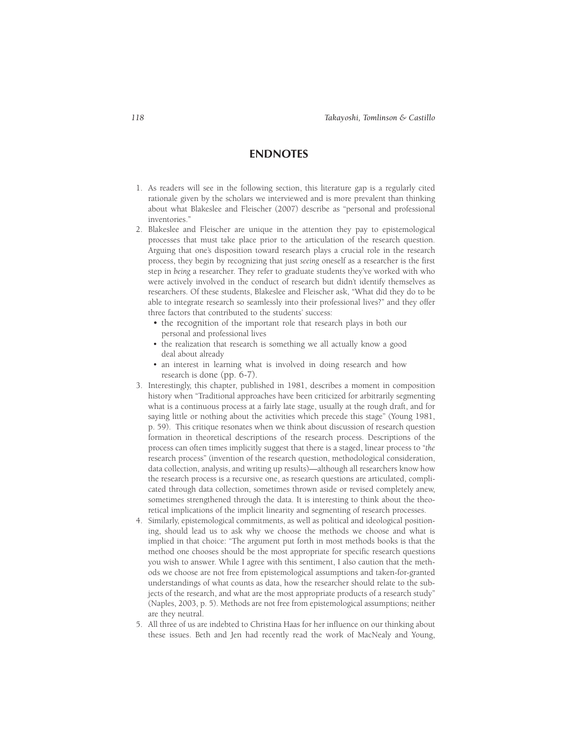## ENDNOTES

1. As readers will see in the following section, this literature gap is a regularly cited rationale given by the scholars we interviewed and is more prevalent than thinking about what Blakeslee and Fleischer (2007) describe as "personal and professional inventories."
2. Blakeslee and Fleischer are unique in the attention they pay to epistemological processes that must take place prior to the articulation of the research question. Arguing that one's disposition toward research plays a crucial role in the research process, they begin by recognizing that just *seeing* oneself as a researcher is the first step in *being* a researcher. They refer to graduate students they've worked with who were actively involved in the conduct of research but didn't identify themselves as researchers. Of these students, Blakeslee and Fleischer ask, "What did they do to be able to integrate research so seamlessly into their professional lives?" and they offer three factors that contributed to the students' success:
   - the recognition of the important role that research plays in both our personal and professional lives
   - the realization that research is something we all actually know a good deal about already
   - an interest in learning what is involved in doing research and how research is done (pp. 6-7).
3. Interestingly, this chapter, published in 1981, describes a moment in composition history when "Traditional approaches have been criticized for arbitrarily segmenting what is a continuous process at a fairly late stage, usually at the rough draft, and for saying little or nothing about the activities which precede this stage" (Young 1981, p. 59). This critique resonates when we think about discussion of research question formation in theoretical descriptions of the research process. Descriptions of the process can often times implicitly suggest that there is a staged, linear process to "*the* research process" (invention of the research question, methodological consideration, data collection, analysis, and writing up results)—although all researchers know how the research process is a recursive one, as research questions are articulated, complicated through data collection, sometimes thrown aside or revised completely anew, sometimes strengthened through the data. It is interesting to think about the theoretical implications of the implicit linearity and segmenting of research processes.
4. Similarly, epistemological commitments, as well as political and ideological positioning, should lead us to ask why we choose the methods we choose and what is implied in that choice: "The argument put forth in most methods books is that the method one chooses should be the most appropriate for specific research questions you wish to answer. While I agree with this sentiment, I also caution that the methods we choose are not free from epistemological assumptions and taken-for-granted understandings of what counts as data, how the researcher should relate to the subjects of the research, and what are the most appropriate products of a research study" (Naples, 2003, p. 5). Methods are not free from epistemological assumptions; neither are they neutral.
5. All three of us are indebted to Christina Haas for her influence on our thinking about these issues. Beth and Jen had recently read the work of MacNealy and Young,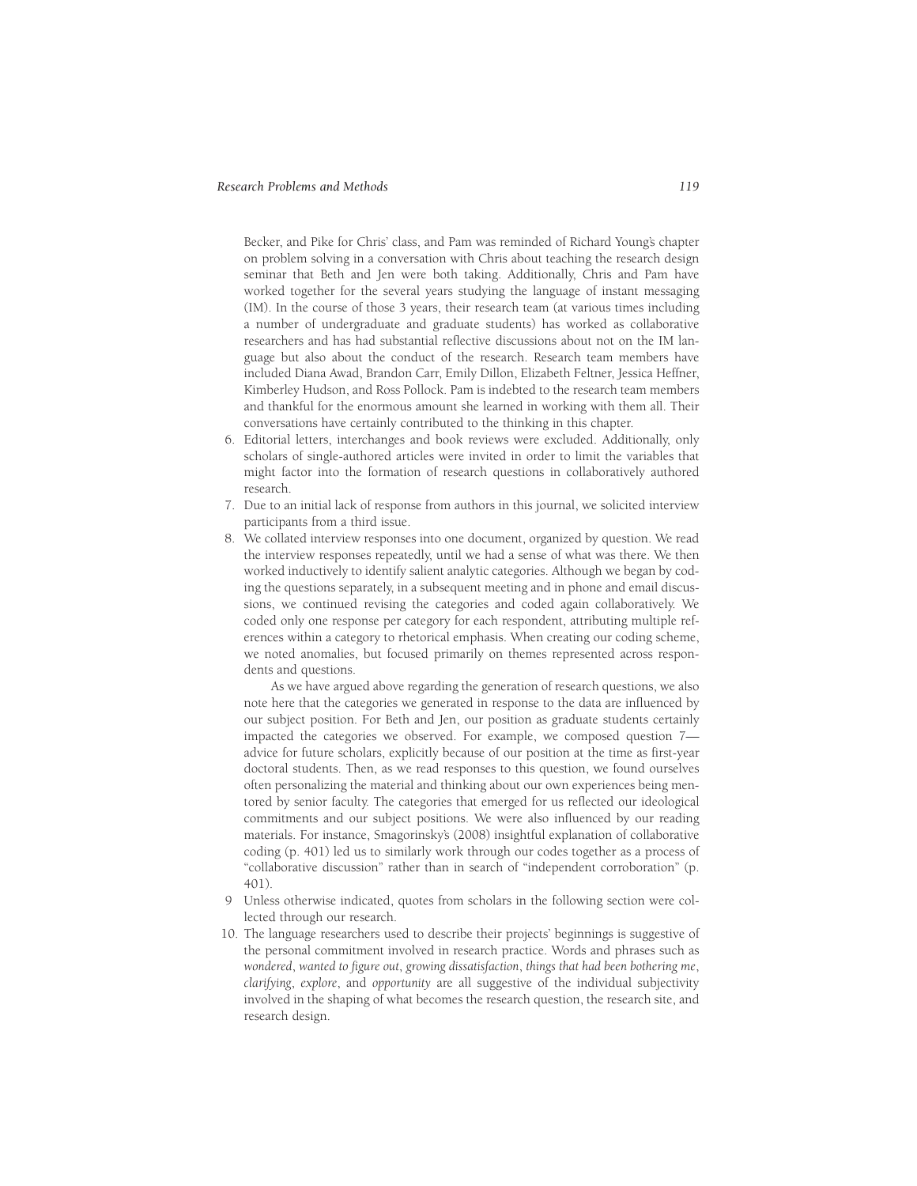Becker, and Pike for Chris' class, and Pam was reminded of Richard Young's chapter on problem solving in a conversation with Chris about teaching the research design seminar that Beth and Jen were both taking. Additionally, Chris and Pam have worked together for the several years studying the language of instant messaging (IM). In the course of those 3 years, their research team (at various times including a number of undergraduate and graduate students) has worked as collaborative researchers and has had substantial reflective discussions about not on the IM language but also about the conduct of the research. Research team members have included Diana Awad, Brandon Carr, Emily Dillon, Elizabeth Feltner, Jessica Heffner, Kimberley Hudson, and Ross Pollock. Pam is indebted to the research team members and thankful for the enormous amount she learned in working with them all. Their conversations have certainly contributed to the thinking in this chapter.

6. Editorial letters, interchanges and book reviews were excluded. Additionally, only scholars of single-authored articles were invited in order to limit the variables that might factor into the formation of research questions in collaboratively authored research.
7. Due to an initial lack of response from authors in this journal, we solicited interview participants from a third issue.
8. We collated interview responses into one document, organized by question. We read the interview responses repeatedly, until we had a sense of what was there. We then worked inductively to identify salient analytic categories. Although we began by coding the questions separately, in a subsequent meeting and in phone and email discussions, we continued revising the categories and coded again collaboratively. We coded only one response per category for each respondent, attributing multiple references within a category to rhetorical emphasis. When creating our coding scheme, we noted anomalies, but focused primarily on themes represented across respondents and questions.

   As we have argued above regarding the generation of research questions, we also note here that the categories we generated in response to the data are influenced by our subject position. For Beth and Jen, our position as graduate students certainly impacted the categories we observed. For example, we composed question 7—advice for future scholars, explicitly because of our position at the time as first-year doctoral students. Then, as we read responses to this question, we found ourselves often personalizing the material and thinking about our own experiences being mentored by senior faculty. The categories that emerged for us reflected our ideological commitments and our subject positions. We were also influenced by our reading materials. For instance, Smagorinsky's (2008) insightful explanation of collaborative coding (p. 401) led us to similarly work through our codes together as a process of "collaborative discussion" rather than in search of "independent corroboration" (p. 401).
9. Unless otherwise indicated, quotes from scholars in the following section were collected through our research.
10. The language researchers used to describe their projects' beginnings is suggestive of the personal commitment involved in research practice. Words and phrases such as *wondered*, *wanted to figure out*, *growing dissatisfaction*, *things that had been bothering me*, *clarifying*, *explore*, and *opportunity* are all suggestive of the individual subjectivity involved in the shaping of what becomes the research question, the research site, and research design.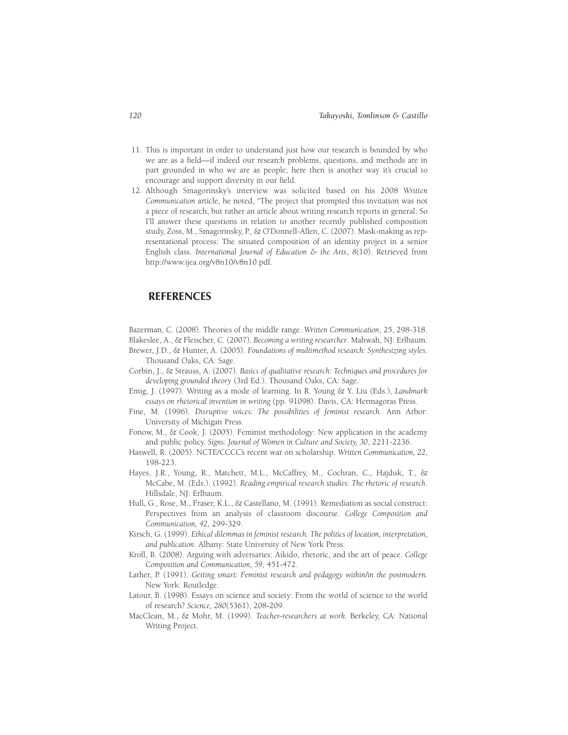11. This is important in order to understand just how our research is bounded by who we are as a field—if indeed our research problems, questions, and methods are in part grounded in who we are as people, here then is another way it's crucial to encourage and support diversity in our field.
12. Although Smagorinsky's interview was solicited based on his 2008 *Written Communication* article, he noted, "The project that prompted this invitation was not a piece of research, but rather an article about writing research reports in general. So I'll answer these questions in relation to another recently published composition study, Zoss, M., Smagorinsky, P., & O'Donnell-Allen, C. (2007). Mask-making as representational process: The situated composition of an identity project in a senior English class. *International Journal of Education & the Arts*, *8*(10). Retrieved from http://www.ijea.org/v8n10/v8n10.pdf.

## REFERENCES

Bazerman, C. (2008). Theories of the middle range. *Written Communication*, 25, 298-318.

Blakeslee, A., & Fleischer, C. (2007). *Becoming a writing researcher*. Mahwah, NJ: Erlbaum.

Brewer, J.D., & Hunter, A. (2005). *Foundations of multimethod research: Synthesizing styles*. Thousand Oaks, CA: Sage.

Corbin, J., & Strauss, A. (2007). *Basics of qualitative research: Techniques and procedures for developing grounded theory* (3rd Ed.). Thousand Oaks, CA: Sage.

Emig, J. (1997). Writing as a mode of learning. In R. Young & Y. Liu (Eds.), *Landmark essays on rhetorical invention in writing* (pp. 91098). Davis, CA: Hermagoras Press.

Fine, M. (1996). *Disruptive voices: The possibilities of feminist research*. Ann Arbor: University of Michigan Press.

Fonow, M., & Cook, J. (2005). Feminist methodology: New application in the academy and public policy. *Signs: Journal of Women in Culture and Society, 30*, 2211-2236.

Haswell, R. (2005). NCTE/CCCC's recent war on scholarship. *Written Communication, 22*, 198-223.

Hayes, J.R., Young, R., Matchett, M.L., McCaffrey, M., Cochran, C., Hajduk, T., & McCabe, M. (Eds.). (1992). *Reading empirical research studies: The rhetoric of research*. Hillsdale, NJ: Erlbaum.

Hull, G., Rose, M., Fraser, K.L., & Castellano, M. (1991). Remediation as social construct: Perspectives from an analysis of classroom discourse. *College Composition and Communication, 42*, 299-329.

Kirsch, G. (1999). *Ethical dilemmas in feminist research. The politics of location, interpretation, and publication*. Albany: State University of New York Press.

Kroll, B. (2008). Arguing with adversaries: Aikido, rhetoric, and the art of peace. *College Composition and Communication, 59*, 451-472.

Lather, P. (1991). *Getting smart: Feminist research and pedagogy within/in the postmodern*. New York: Routledge.

Latour, B. (1998). Essays on science and society: From the world of science to the world of research? *Science, 280*(5361), 208-209.

MacClean, M., & Mohr, M. (1999). *Teacher-researchers at work*. Berkeley, CA: National Writing Project.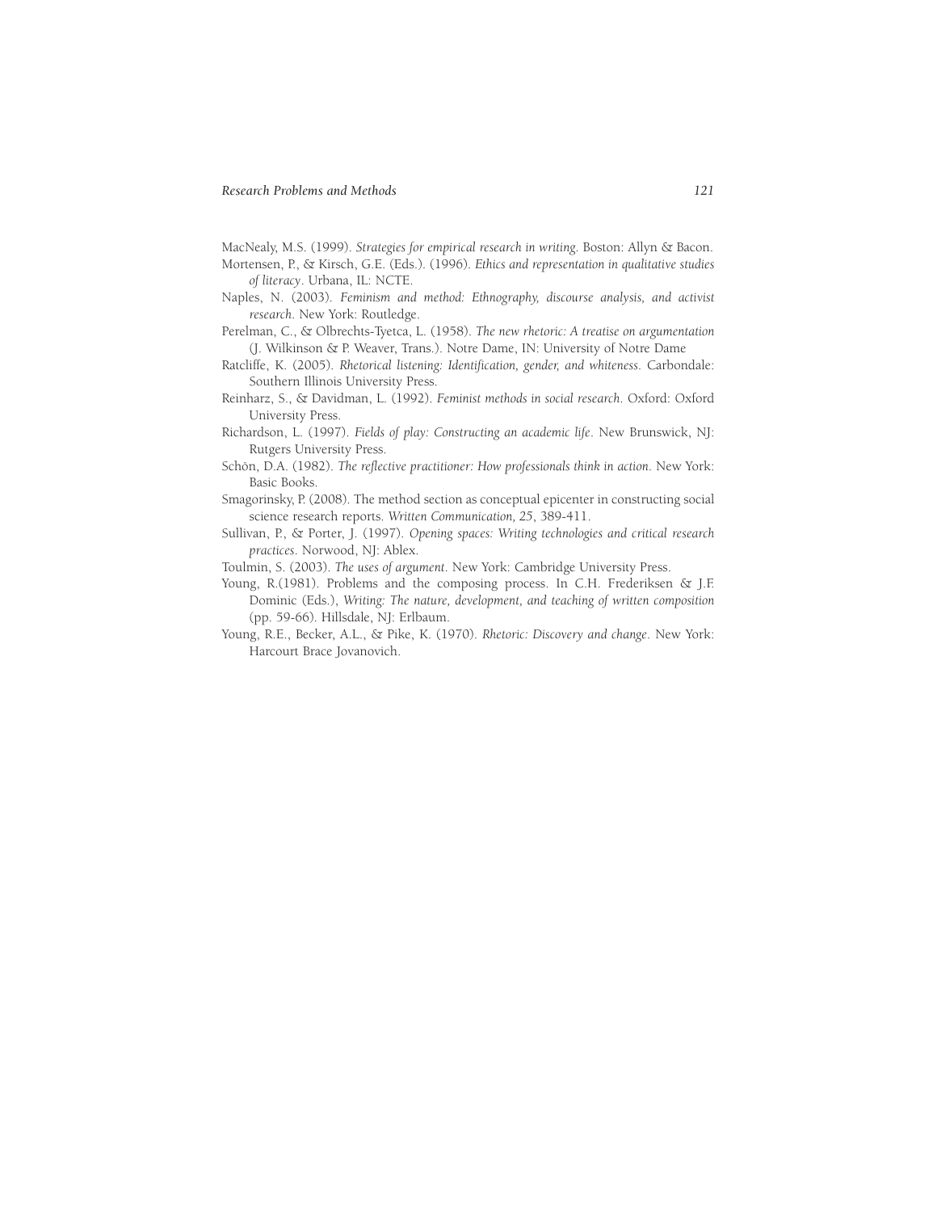MacNealy, M.S. (1999). *Strategies for empirical research in writing*. Boston: Allyn & Bacon.

Mortensen, P., & Kirsch, G.E. (Eds.). (1996). *Ethics and representation in qualitative studies of literacy*. Urbana, IL: NCTE.

Naples, N. (2003). *Feminism and method: Ethnography, discourse analysis, and activist research*. New York: Routledge.

Perelman, C., & Olbrechts-Tyetca, L. (1958). *The new rhetoric: A treatise on argumentation* (J. Wilkinson & P. Weaver, Trans.). Notre Dame, IN: University of Notre Dame

Ratcliffe, K. (2005). *Rhetorical listening: Identification, gender, and whiteness*. Carbondale: Southern Illinois University Press.

Reinharz, S., & Davidman, L. (1992). *Feminist methods in social research*. Oxford: Oxford University Press.

Richardson, L. (1997). *Fields of play: Constructing an academic life*. New Brunswick, NJ: Rutgers University Press.

Schön, D.A. (1982). *The reflective practitioner: How professionals think in action*. New York: Basic Books.

Smagorinsky, P. (2008). The method section as conceptual epicenter in constructing social science research reports. *Written Communication, 25*, 389-411.

Sullivan, P., & Porter, J. (1997). *Opening spaces: Writing technologies and critical research practices*. Norwood, NJ: Ablex.

Toulmin, S. (2003). *The uses of argument*. New York: Cambridge University Press.

Young, R.(1981). Problems and the composing process. In C.H. Frederiksen & J.F. Dominic (Eds.), *Writing: The nature, development, and teaching of written composition* (pp. 59-66). Hillsdale, NJ: Erlbaum.

Young, R.E., Becker, A.L., & Pike, K. (1970). *Rhetoric: Discovery and change*. New York: Harcourt Brace Jovanovich.